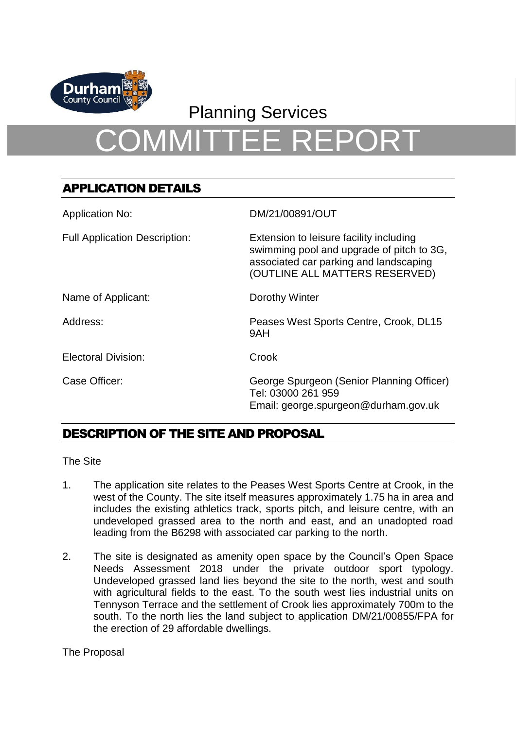Planning Services

# COMMITTEE REPORT

## APPLICATION DETAILS

| | |
|---|---|
| Application No: | DM/21/00891/OUT |
| Full Application Description: | Extension to leisure facility including swimming pool and upgrade of pitch to 3G, associated car parking and landscaping (OUTLINE ALL MATTERS RESERVED) |
| Name of Applicant: | Dorothy Winter |
| Address: | Peases West Sports Centre, Crook, DL15 9AH |
| Electoral Division: | Crook |
| Case Officer: | George Spurgeon (Senior Planning Officer) Tel: 03000 261 959 Email: george.spurgeon@durham.gov.uk |

## DESCRIPTION OF THE SITE AND PROPOSAL

The Site

1. The application site relates to the Peases West Sports Centre at Crook, in the west of the County. The site itself measures approximately 1.75 ha in area and includes the existing athletics track, sports pitch, and leisure centre, with an undeveloped grassed area to the north and east, and an unadopted road leading from the B6298 with associated car parking to the north.

2. The site is designated as amenity open space by the Council's Open Space Needs Assessment 2018 under the private outdoor sport typology. Undeveloped grassed land lies beyond the site to the north, west and south with agricultural fields to the east. To the south west lies industrial units on Tennyson Terrace and the settlement of Crook lies approximately 700m to the south. To the north lies the land subject to application DM/21/00855/FPA for the erection of 29 affordable dwellings.

The Proposal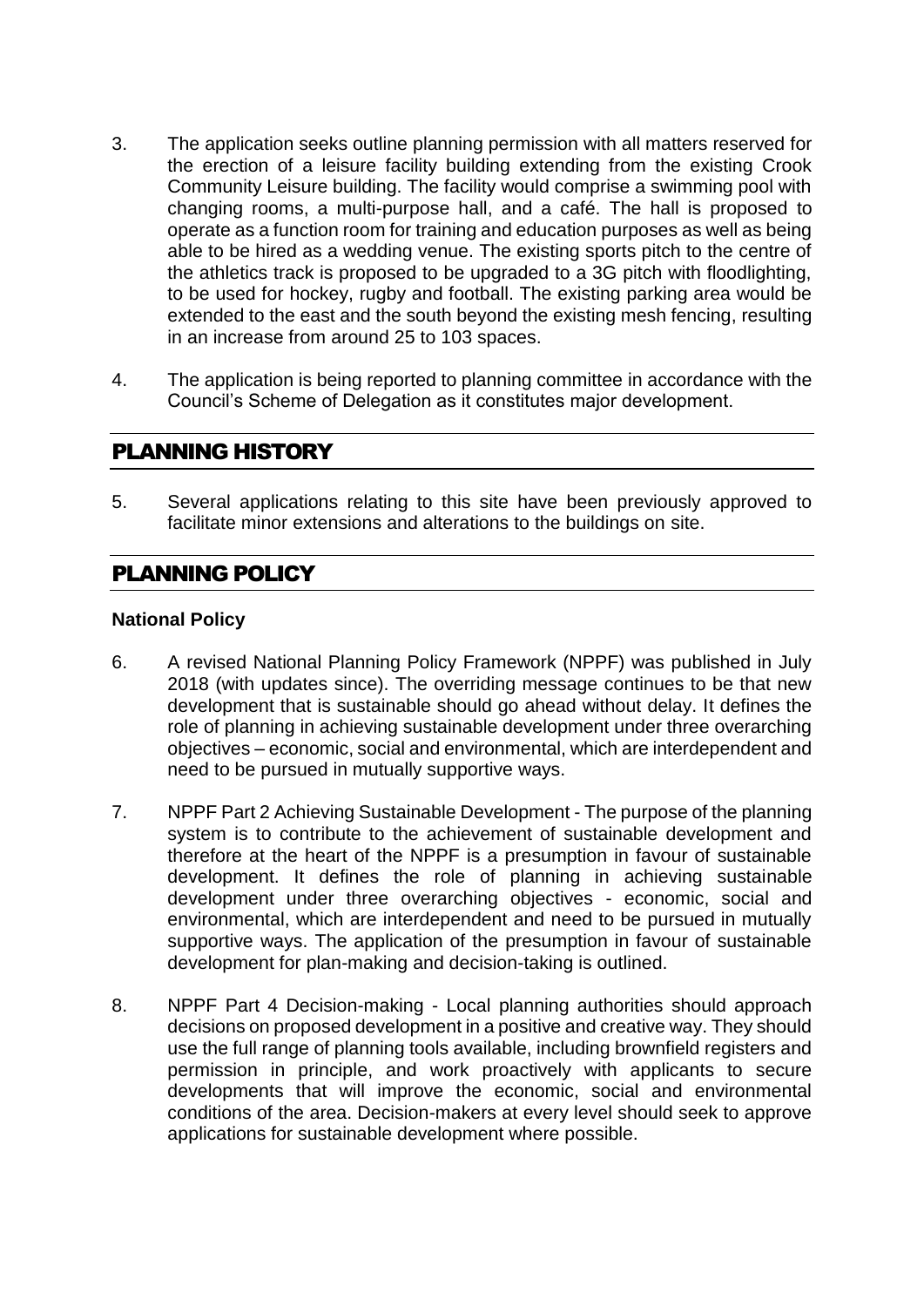3. The application seeks outline planning permission with all matters reserved for the erection of a leisure facility building extending from the existing Crook Community Leisure building. The facility would comprise a swimming pool with changing rooms, a multi-purpose hall, and a café. The hall is proposed to operate as a function room for training and education purposes as well as being able to be hired as a wedding venue. The existing sports pitch to the centre of the athletics track is proposed to be upgraded to a 3G pitch with floodlighting, to be used for hockey, rugby and football. The existing parking area would be extended to the east and the south beyond the existing mesh fencing, resulting in an increase from around 25 to 103 spaces.

4. The application is being reported to planning committee in accordance with the Council's Scheme of Delegation as it constitutes major development.

## PLANNING HISTORY

5. Several applications relating to this site have been previously approved to facilitate minor extensions and alterations to the buildings on site.

## PLANNING POLICY

**National Policy**

6. A revised National Planning Policy Framework (NPPF) was published in July 2018 (with updates since). The overriding message continues to be that new development that is sustainable should go ahead without delay. It defines the role of planning in achieving sustainable development under three overarching objectives – economic, social and environmental, which are interdependent and need to be pursued in mutually supportive ways.

7. NPPF Part 2 Achieving Sustainable Development - The purpose of the planning system is to contribute to the achievement of sustainable development and therefore at the heart of the NPPF is a presumption in favour of sustainable development. It defines the role of planning in achieving sustainable development under three overarching objectives - economic, social and environmental, which are interdependent and need to be pursued in mutually supportive ways. The application of the presumption in favour of sustainable development for plan-making and decision-taking is outlined.

8. NPPF Part 4 Decision-making - Local planning authorities should approach decisions on proposed development in a positive and creative way. They should use the full range of planning tools available, including brownfield registers and permission in principle, and work proactively with applicants to secure developments that will improve the economic, social and environmental conditions of the area. Decision-makers at every level should seek to approve applications for sustainable development where possible.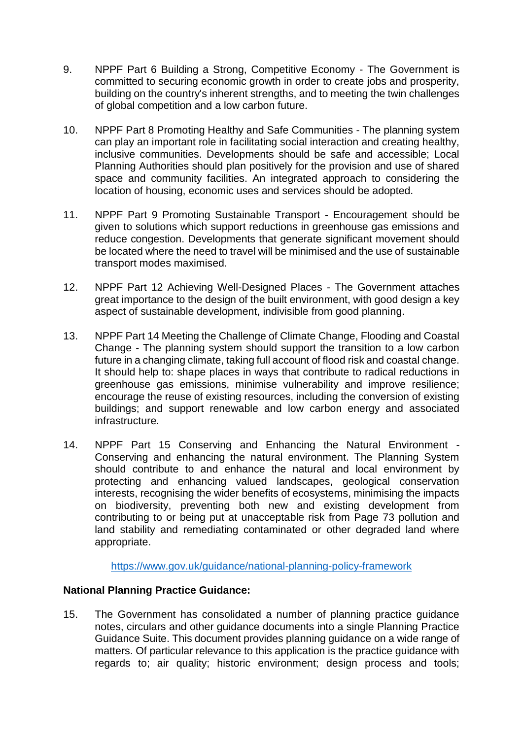9. NPPF Part 6 Building a Strong, Competitive Economy - The Government is committed to securing economic growth in order to create jobs and prosperity, building on the country's inherent strengths, and to meeting the twin challenges of global competition and a low carbon future.

10. NPPF Part 8 Promoting Healthy and Safe Communities - The planning system can play an important role in facilitating social interaction and creating healthy, inclusive communities. Developments should be safe and accessible; Local Planning Authorities should plan positively for the provision and use of shared space and community facilities. An integrated approach to considering the location of housing, economic uses and services should be adopted.

11. NPPF Part 9 Promoting Sustainable Transport - Encouragement should be given to solutions which support reductions in greenhouse gas emissions and reduce congestion. Developments that generate significant movement should be located where the need to travel will be minimised and the use of sustainable transport modes maximised.

12. NPPF Part 12 Achieving Well-Designed Places - The Government attaches great importance to the design of the built environment, with good design a key aspect of sustainable development, indivisible from good planning.

13. NPPF Part 14 Meeting the Challenge of Climate Change, Flooding and Coastal Change - The planning system should support the transition to a low carbon future in a changing climate, taking full account of flood risk and coastal change. It should help to: shape places in ways that contribute to radical reductions in greenhouse gas emissions, minimise vulnerability and improve resilience; encourage the reuse of existing resources, including the conversion of existing buildings; and support renewable and low carbon energy and associated infrastructure.

14. NPPF Part 15 Conserving and Enhancing the Natural Environment - Conserving and enhancing the natural environment. The Planning System should contribute to and enhance the natural and local environment by protecting and enhancing valued landscapes, geological conservation interests, recognising the wider benefits of ecosystems, minimising the impacts on biodiversity, preventing both new and existing development from contributing to or being put at unacceptable risk from Page 73 pollution and land stability and remediating contaminated or other degraded land where appropriate.

https://www.gov.uk/guidance/national-planning-policy-framework

**National Planning Practice Guidance:**

15. The Government has consolidated a number of planning practice guidance notes, circulars and other guidance documents into a single Planning Practice Guidance Suite. This document provides planning guidance on a wide range of matters. Of particular relevance to this application is the practice guidance with regards to; air quality; historic environment; design process and tools;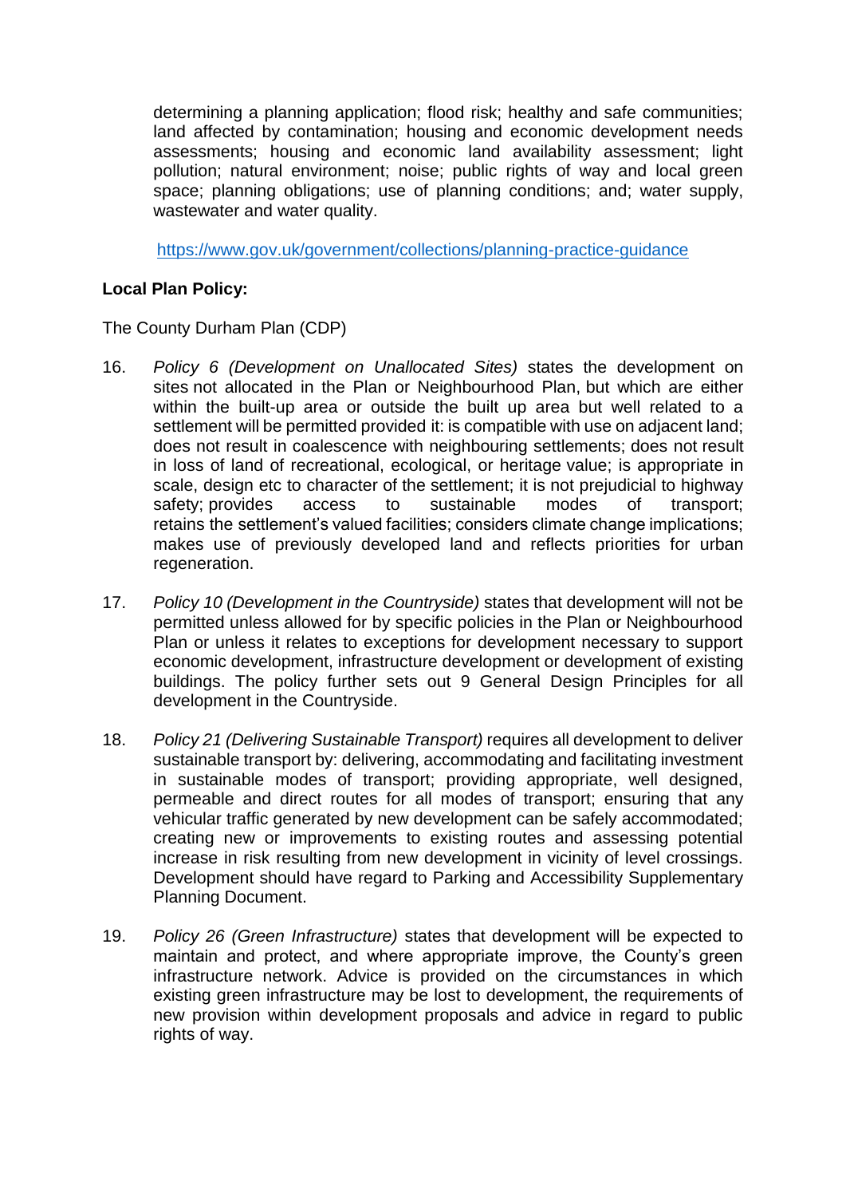determining a planning application; flood risk; healthy and safe communities; land affected by contamination; housing and economic development needs assessments; housing and economic land availability assessment; light pollution; natural environment; noise; public rights of way and local green space; planning obligations; use of planning conditions; and; water supply, wastewater and water quality.

https://www.gov.uk/government/collections/planning-practice-guidance

**Local Plan Policy:**

The County Durham Plan (CDP)

16. *Policy 6 (Development on Unallocated Sites)* states the development on sites not allocated in the Plan or Neighbourhood Plan, but which are either within the built-up area or outside the built up area but well related to a settlement will be permitted provided it: is compatible with use on adjacent land; does not result in coalescence with neighbouring settlements; does not result in loss of land of recreational, ecological, or heritage value; is appropriate in scale, design etc to character of the settlement; it is not prejudicial to highway safety; provides access to sustainable modes of transport; retains the settlement's valued facilities; considers climate change implications; makes use of previously developed land and reflects priorities for urban regeneration.

17. *Policy 10 (Development in the Countryside)* states that development will not be permitted unless allowed for by specific policies in the Plan or Neighbourhood Plan or unless it relates to exceptions for development necessary to support economic development, infrastructure development or development of existing buildings. The policy further sets out 9 General Design Principles for all development in the Countryside.

18. *Policy 21 (Delivering Sustainable Transport)* requires all development to deliver sustainable transport by: delivering, accommodating and facilitating investment in sustainable modes of transport; providing appropriate, well designed, permeable and direct routes for all modes of transport; ensuring that any vehicular traffic generated by new development can be safely accommodated; creating new or improvements to existing routes and assessing potential increase in risk resulting from new development in vicinity of level crossings. Development should have regard to Parking and Accessibility Supplementary Planning Document.

19. *Policy 26 (Green Infrastructure)* states that development will be expected to maintain and protect, and where appropriate improve, the County's green infrastructure network. Advice is provided on the circumstances in which existing green infrastructure may be lost to development, the requirements of new provision within development proposals and advice in regard to public rights of way.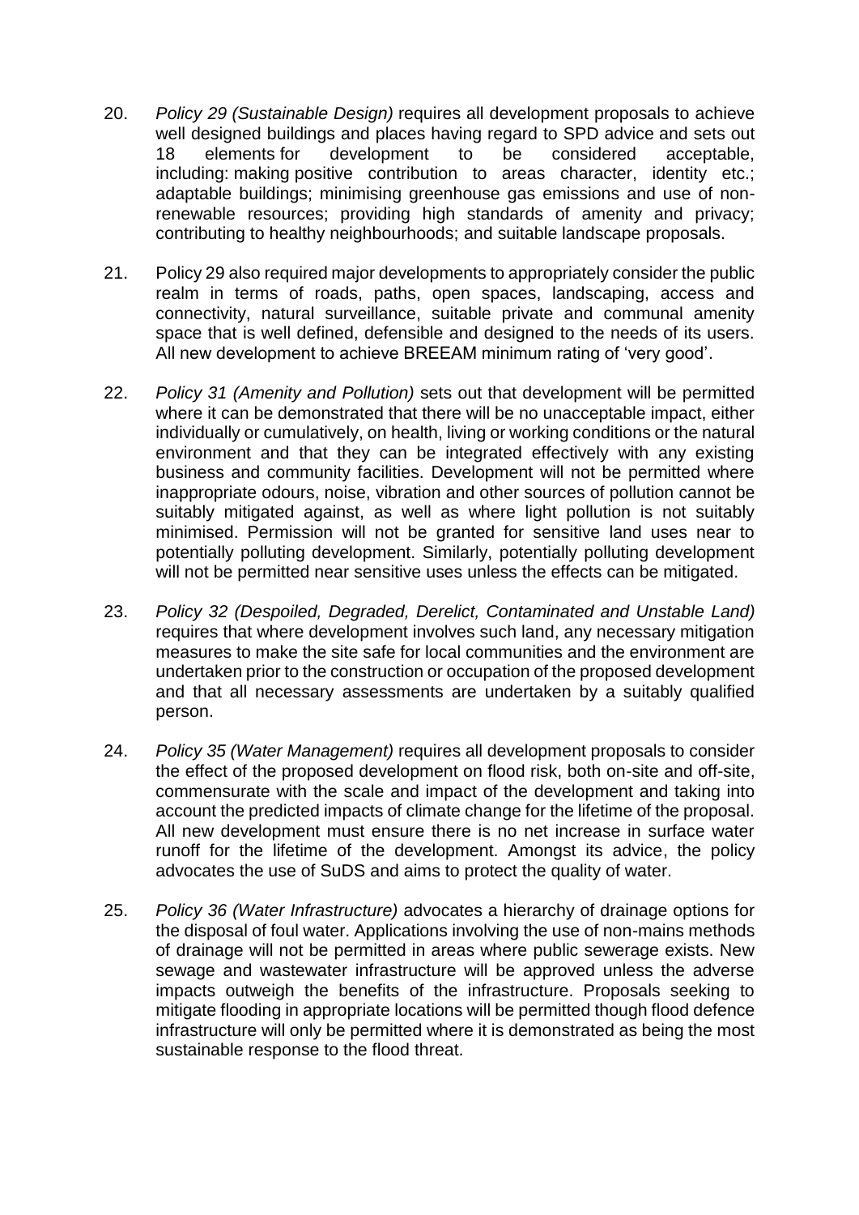20. *Policy 29 (Sustainable Design)* requires all development proposals to achieve well designed buildings and places having regard to SPD advice and sets out 18 elements for development to be considered acceptable, including: making positive contribution to areas character, identity etc.; adaptable buildings; minimising greenhouse gas emissions and use of non-renewable resources; providing high standards of amenity and privacy; contributing to healthy neighbourhoods; and suitable landscape proposals.

21. Policy 29 also required major developments to appropriately consider the public realm in terms of roads, paths, open spaces, landscaping, access and connectivity, natural surveillance, suitable private and communal amenity space that is well defined, defensible and designed to the needs of its users. All new development to achieve BREEAM minimum rating of 'very good'.

22. *Policy 31 (Amenity and Pollution)* sets out that development will be permitted where it can be demonstrated that there will be no unacceptable impact, either individually or cumulatively, on health, living or working conditions or the natural environment and that they can be integrated effectively with any existing business and community facilities. Development will not be permitted where inappropriate odours, noise, vibration and other sources of pollution cannot be suitably mitigated against, as well as where light pollution is not suitably minimised. Permission will not be granted for sensitive land uses near to potentially polluting development. Similarly, potentially polluting development will not be permitted near sensitive uses unless the effects can be mitigated.

23. *Policy 32 (Despoiled, Degraded, Derelict, Contaminated and Unstable Land)* requires that where development involves such land, any necessary mitigation measures to make the site safe for local communities and the environment are undertaken prior to the construction or occupation of the proposed development and that all necessary assessments are undertaken by a suitably qualified person.

24. *Policy 35 (Water Management)* requires all development proposals to consider the effect of the proposed development on flood risk, both on-site and off-site, commensurate with the scale and impact of the development and taking into account the predicted impacts of climate change for the lifetime of the proposal. All new development must ensure there is no net increase in surface water runoff for the lifetime of the development. Amongst its advice, the policy advocates the use of SuDS and aims to protect the quality of water.

25. *Policy 36 (Water Infrastructure)* advocates a hierarchy of drainage options for the disposal of foul water. Applications involving the use of non-mains methods of drainage will not be permitted in areas where public sewerage exists. New sewage and wastewater infrastructure will be approved unless the adverse impacts outweigh the benefits of the infrastructure. Proposals seeking to mitigate flooding in appropriate locations will be permitted though flood defence infrastructure will only be permitted where it is demonstrated as being the most sustainable response to the flood threat.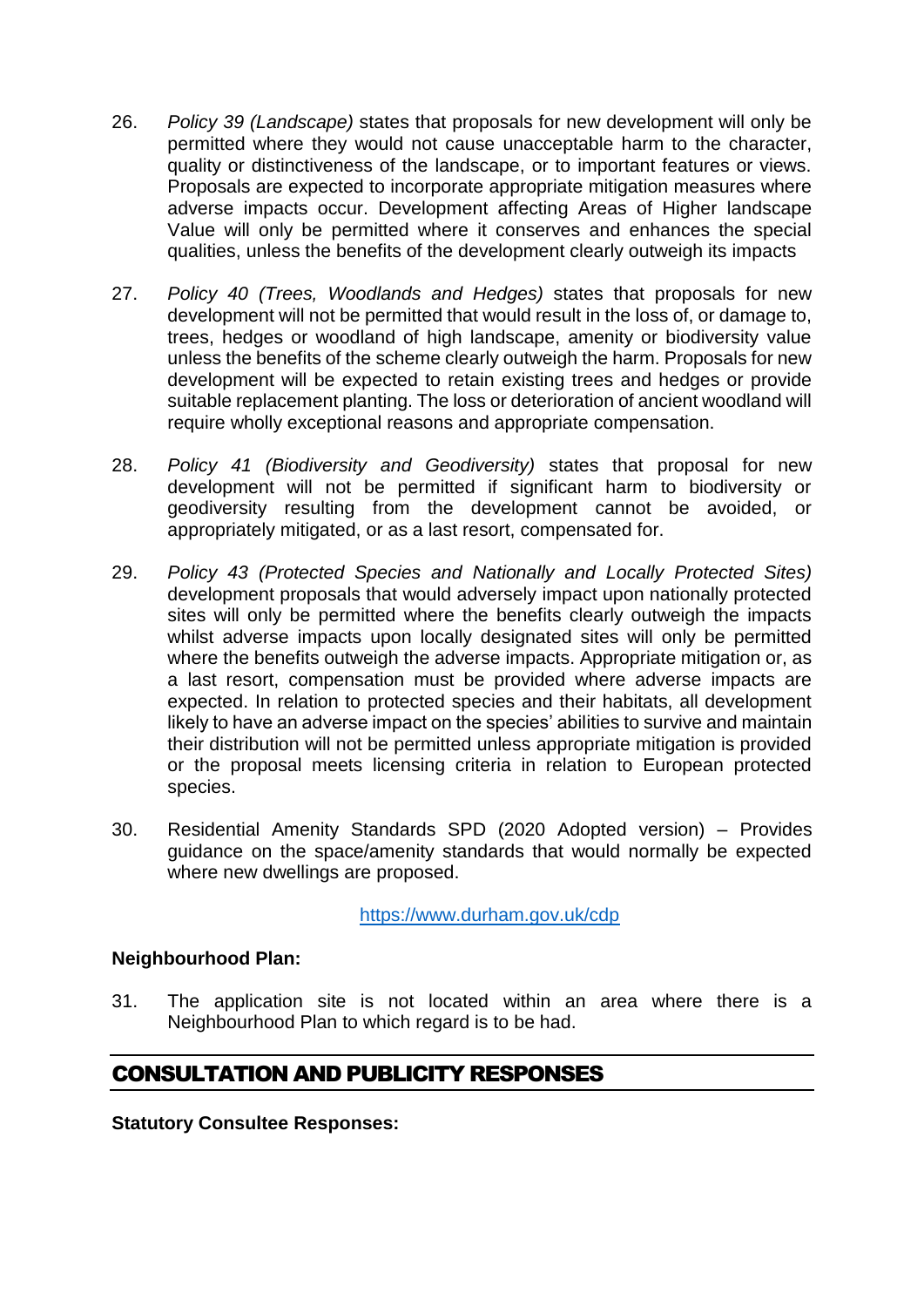26. *Policy 39 (Landscape)* states that proposals for new development will only be permitted where they would not cause unacceptable harm to the character, quality or distinctiveness of the landscape, or to important features or views. Proposals are expected to incorporate appropriate mitigation measures where adverse impacts occur. Development affecting Areas of Higher landscape Value will only be permitted where it conserves and enhances the special qualities, unless the benefits of the development clearly outweigh its impacts

27. *Policy 40 (Trees, Woodlands and Hedges)* states that proposals for new development will not be permitted that would result in the loss of, or damage to, trees, hedges or woodland of high landscape, amenity or biodiversity value unless the benefits of the scheme clearly outweigh the harm. Proposals for new development will be expected to retain existing trees and hedges or provide suitable replacement planting. The loss or deterioration of ancient woodland will require wholly exceptional reasons and appropriate compensation.

28. *Policy 41 (Biodiversity and Geodiversity)* states that proposal for new development will not be permitted if significant harm to biodiversity or geodiversity resulting from the development cannot be avoided, or appropriately mitigated, or as a last resort, compensated for.

29. *Policy 43 (Protected Species and Nationally and Locally Protected Sites)* development proposals that would adversely impact upon nationally protected sites will only be permitted where the benefits clearly outweigh the impacts whilst adverse impacts upon locally designated sites will only be permitted where the benefits outweigh the adverse impacts. Appropriate mitigation or, as a last resort, compensation must be provided where adverse impacts are expected. In relation to protected species and their habitats, all development likely to have an adverse impact on the species' abilities to survive and maintain their distribution will not be permitted unless appropriate mitigation is provided or the proposal meets licensing criteria in relation to European protected species.

30. Residential Amenity Standards SPD (2020 Adopted version) – Provides guidance on the space/amenity standards that would normally be expected where new dwellings are proposed.

https://www.durham.gov.uk/cdp

**Neighbourhood Plan:**

31. The application site is not located within an area where there is a Neighbourhood Plan to which regard is to be had.

## CONSULTATION AND PUBLICITY RESPONSES

**Statutory Consultee Responses:**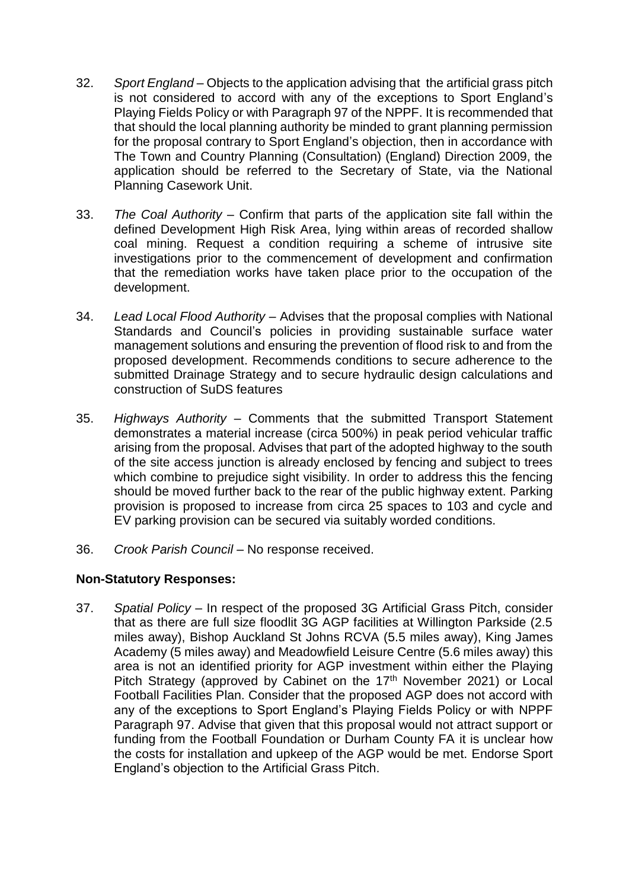32. *Sport England* – Objects to the application advising that the artificial grass pitch is not considered to accord with any of the exceptions to Sport England's Playing Fields Policy or with Paragraph 97 of the NPPF. It is recommended that that should the local planning authority be minded to grant planning permission for the proposal contrary to Sport England's objection, then in accordance with The Town and Country Planning (Consultation) (England) Direction 2009, the application should be referred to the Secretary of State, via the National Planning Casework Unit.

33. *The Coal Authority* – Confirm that parts of the application site fall within the defined Development High Risk Area, lying within areas of recorded shallow coal mining. Request a condition requiring a scheme of intrusive site investigations prior to the commencement of development and confirmation that the remediation works have taken place prior to the occupation of the development.

34. *Lead Local Flood Authority* – Advises that the proposal complies with National Standards and Council's policies in providing sustainable surface water management solutions and ensuring the prevention of flood risk to and from the proposed development. Recommends conditions to secure adherence to the submitted Drainage Strategy and to secure hydraulic design calculations and construction of SuDS features

35. *Highways Authority* – Comments that the submitted Transport Statement demonstrates a material increase (circa 500%) in peak period vehicular traffic arising from the proposal. Advises that part of the adopted highway to the south of the site access junction is already enclosed by fencing and subject to trees which combine to prejudice sight visibility. In order to address this the fencing should be moved further back to the rear of the public highway extent. Parking provision is proposed to increase from circa 25 spaces to 103 and cycle and EV parking provision can be secured via suitably worded conditions.

36. *Crook Parish Council* – No response received.

**Non-Statutory Responses:**

37. *Spatial Policy* – In respect of the proposed 3G Artificial Grass Pitch, consider that as there are full size floodlit 3G AGP facilities at Willington Parkside (2.5 miles away), Bishop Auckland St Johns RCVA (5.5 miles away), King James Academy (5 miles away) and Meadowfield Leisure Centre (5.6 miles away) this area is not an identified priority for AGP investment within either the Playing Pitch Strategy (approved by Cabinet on the 17th November 2021) or Local Football Facilities Plan. Consider that the proposed AGP does not accord with any of the exceptions to Sport England's Playing Fields Policy or with NPPF Paragraph 97. Advise that given that this proposal would not attract support or funding from the Football Foundation or Durham County FA it is unclear how the costs for installation and upkeep of the AGP would be met. Endorse Sport England's objection to the Artificial Grass Pitch.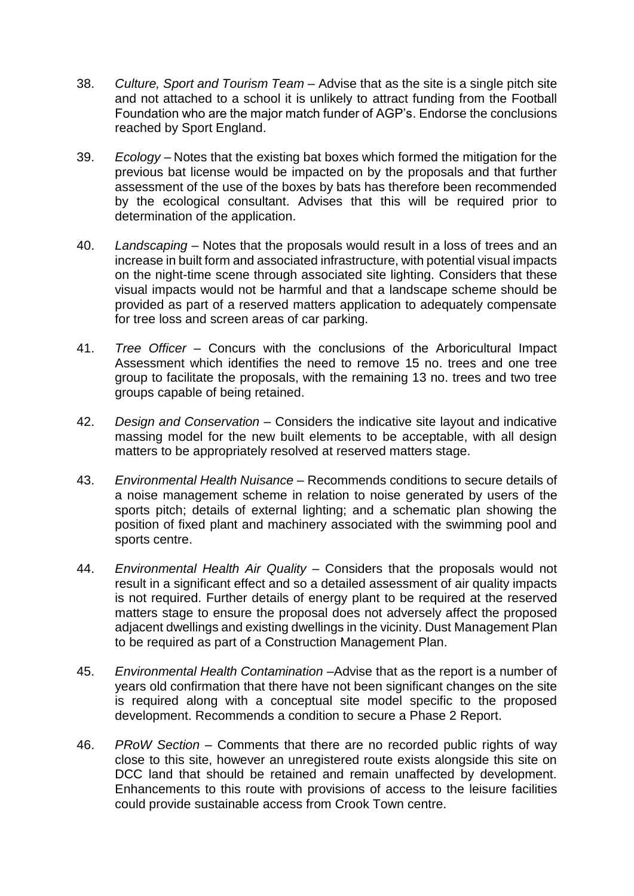38. *Culture, Sport and Tourism Team* – Advise that as the site is a single pitch site and not attached to a school it is unlikely to attract funding from the Football Foundation who are the major match funder of AGP's. Endorse the conclusions reached by Sport England.

39. *Ecology* – Notes that the existing bat boxes which formed the mitigation for the previous bat license would be impacted on by the proposals and that further assessment of the use of the boxes by bats has therefore been recommended by the ecological consultant. Advises that this will be required prior to determination of the application.

40. *Landscaping* – Notes that the proposals would result in a loss of trees and an increase in built form and associated infrastructure, with potential visual impacts on the night-time scene through associated site lighting. Considers that these visual impacts would not be harmful and that a landscape scheme should be provided as part of a reserved matters application to adequately compensate for tree loss and screen areas of car parking.

41. *Tree Officer* – Concurs with the conclusions of the Arboricultural Impact Assessment which identifies the need to remove 15 no. trees and one tree group to facilitate the proposals, with the remaining 13 no. trees and two tree groups capable of being retained.

42. *Design and Conservation* – Considers the indicative site layout and indicative massing model for the new built elements to be acceptable, with all design matters to be appropriately resolved at reserved matters stage.

43. *Environmental Health Nuisance* – Recommends conditions to secure details of a noise management scheme in relation to noise generated by users of the sports pitch; details of external lighting; and a schematic plan showing the position of fixed plant and machinery associated with the swimming pool and sports centre.

44. *Environmental Health Air Quality* – Considers that the proposals would not result in a significant effect and so a detailed assessment of air quality impacts is not required. Further details of energy plant to be required at the reserved matters stage to ensure the proposal does not adversely affect the proposed adjacent dwellings and existing dwellings in the vicinity. Dust Management Plan to be required as part of a Construction Management Plan.

45. *Environmental Health Contamination* –Advise that as the report is a number of years old confirmation that there have not been significant changes on the site is required along with a conceptual site model specific to the proposed development. Recommends a condition to secure a Phase 2 Report.

46. *PRoW Section* – Comments that there are no recorded public rights of way close to this site, however an unregistered route exists alongside this site on DCC land that should be retained and remain unaffected by development. Enhancements to this route with provisions of access to the leisure facilities could provide sustainable access from Crook Town centre.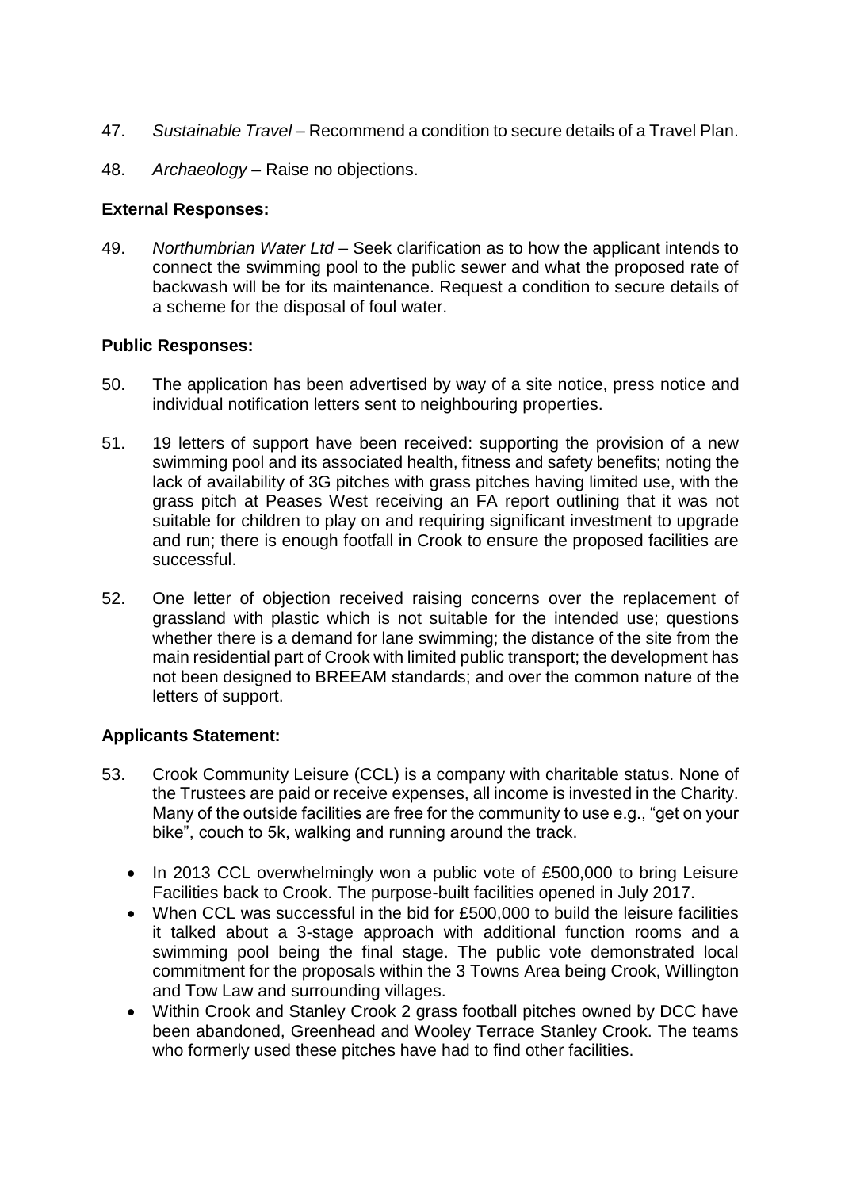47. *Sustainable Travel* – Recommend a condition to secure details of a Travel Plan.

48. *Archaeology* – Raise no objections.

**External Responses:**

49. *Northumbrian Water Ltd* – Seek clarification as to how the applicant intends to connect the swimming pool to the public sewer and what the proposed rate of backwash will be for its maintenance. Request a condition to secure details of a scheme for the disposal of foul water.

**Public Responses:**

50. The application has been advertised by way of a site notice, press notice and individual notification letters sent to neighbouring properties.

51. 19 letters of support have been received: supporting the provision of a new swimming pool and its associated health, fitness and safety benefits; noting the lack of availability of 3G pitches with grass pitches having limited use, with the grass pitch at Peases West receiving an FA report outlining that it was not suitable for children to play on and requiring significant investment to upgrade and run; there is enough footfall in Crook to ensure the proposed facilities are successful.

52. One letter of objection received raising concerns over the replacement of grassland with plastic which is not suitable for the intended use; questions whether there is a demand for lane swimming; the distance of the site from the main residential part of Crook with limited public transport; the development has not been designed to BREEAM standards; and over the common nature of the letters of support.

**Applicants Statement:**

53. Crook Community Leisure (CCL) is a company with charitable status. None of the Trustees are paid or receive expenses, all income is invested in the Charity. Many of the outside facilities are free for the community to use e.g., "get on your bike", couch to 5k, walking and running around the track.

    - In 2013 CCL overwhelmingly won a public vote of £500,000 to bring Leisure Facilities back to Crook. The purpose-built facilities opened in July 2017.
    - When CCL was successful in the bid for £500,000 to build the leisure facilities it talked about a 3-stage approach with additional function rooms and a swimming pool being the final stage. The public vote demonstrated local commitment for the proposals within the 3 Towns Area being Crook, Willington and Tow Law and surrounding villages.
    - Within Crook and Stanley Crook 2 grass football pitches owned by DCC have been abandoned, Greenhead and Wooley Terrace Stanley Crook. The teams who formerly used these pitches have had to find other facilities.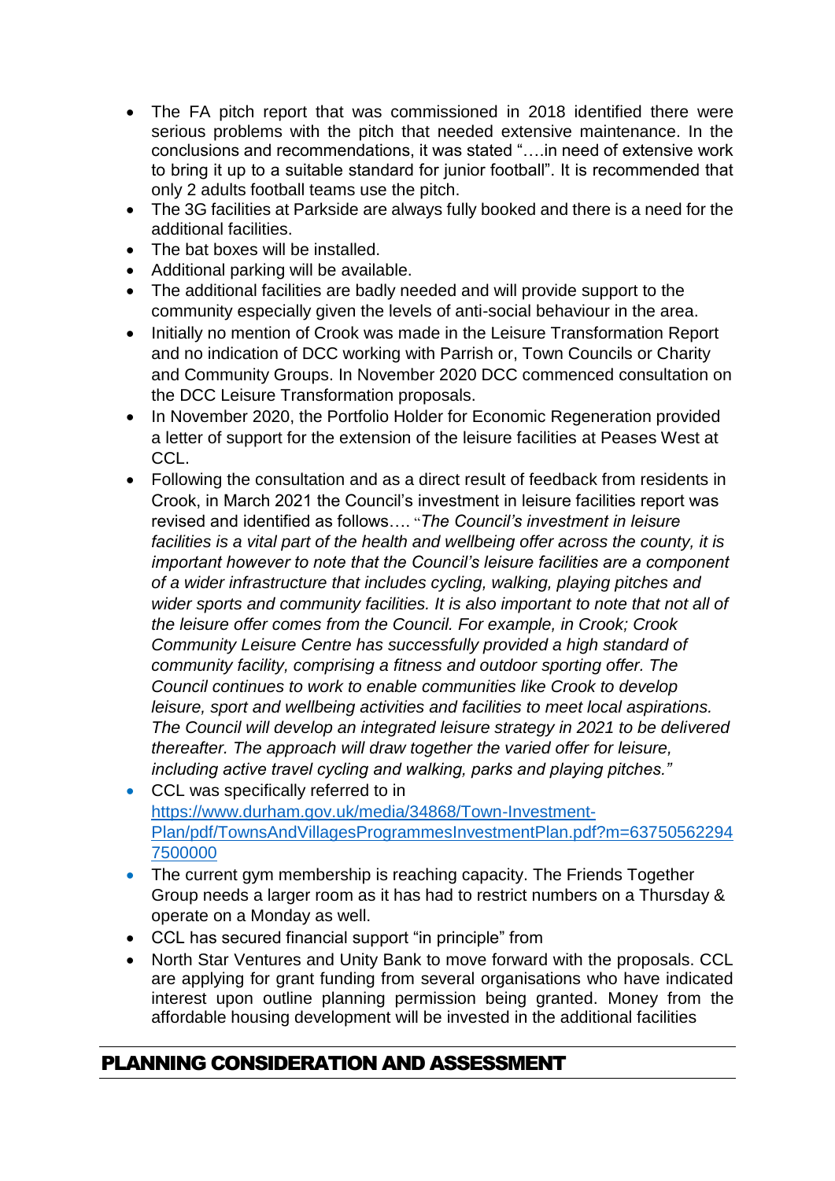- The FA pitch report that was commissioned in 2018 identified there were serious problems with the pitch that needed extensive maintenance. In the conclusions and recommendations, it was stated "….in need of extensive work to bring it up to a suitable standard for junior football". It is recommended that only 2 adults football teams use the pitch.
- The 3G facilities at Parkside are always fully booked and there is a need for the additional facilities.
- The bat boxes will be installed.
- Additional parking will be available.
- The additional facilities are badly needed and will provide support to the community especially given the levels of anti-social behaviour in the area.
- Initially no mention of Crook was made in the Leisure Transformation Report and no indication of DCC working with Parrish or, Town Councils or Charity and Community Groups. In November 2020 DCC commenced consultation on the DCC Leisure Transformation proposals.
- In November 2020, the Portfolio Holder for Economic Regeneration provided a letter of support for the extension of the leisure facilities at Peases West at CCL.
- Following the consultation and as a direct result of feedback from residents in Crook, in March 2021 the Council's investment in leisure facilities report was revised and identified as follows…. "*The Council's investment in leisure facilities is a vital part of the health and wellbeing offer across the county, it is important however to note that the Council's leisure facilities are a component of a wider infrastructure that includes cycling, walking, playing pitches and wider sports and community facilities. It is also important to note that not all of the leisure offer comes from the Council. For example, in Crook; Crook Community Leisure Centre has successfully provided a high standard of community facility, comprising a fitness and outdoor sporting offer. The Council continues to work to enable communities like Crook to develop leisure, sport and wellbeing activities and facilities to meet local aspirations. The Council will develop an integrated leisure strategy in 2021 to be delivered thereafter. The approach will draw together the varied offer for leisure, including active travel cycling and walking, parks and playing pitches."*
- CCL was specifically referred to in [https://www.durham.gov.uk/media/34868/Town-Investment-Plan/pdf/TownsAndVillagesProgrammesInvestmentPlan.pdf?m=637505622947500000](https://www.durham.gov.uk/media/34868/Town-Investment-Plan/pdf/TownsAndVillagesProgrammesInvestmentPlan.pdf?m=637505622947500000)
- The current gym membership is reaching capacity. The Friends Together Group needs a larger room as it has had to restrict numbers on a Thursday & operate on a Monday as well.
- CCL has secured financial support "in principle" from
- North Star Ventures and Unity Bank to move forward with the proposals. CCL are applying for grant funding from several organisations who have indicated interest upon outline planning permission being granted. Money from the affordable housing development will be invested in the additional facilities

## PLANNING CONSIDERATION AND ASSESSMENT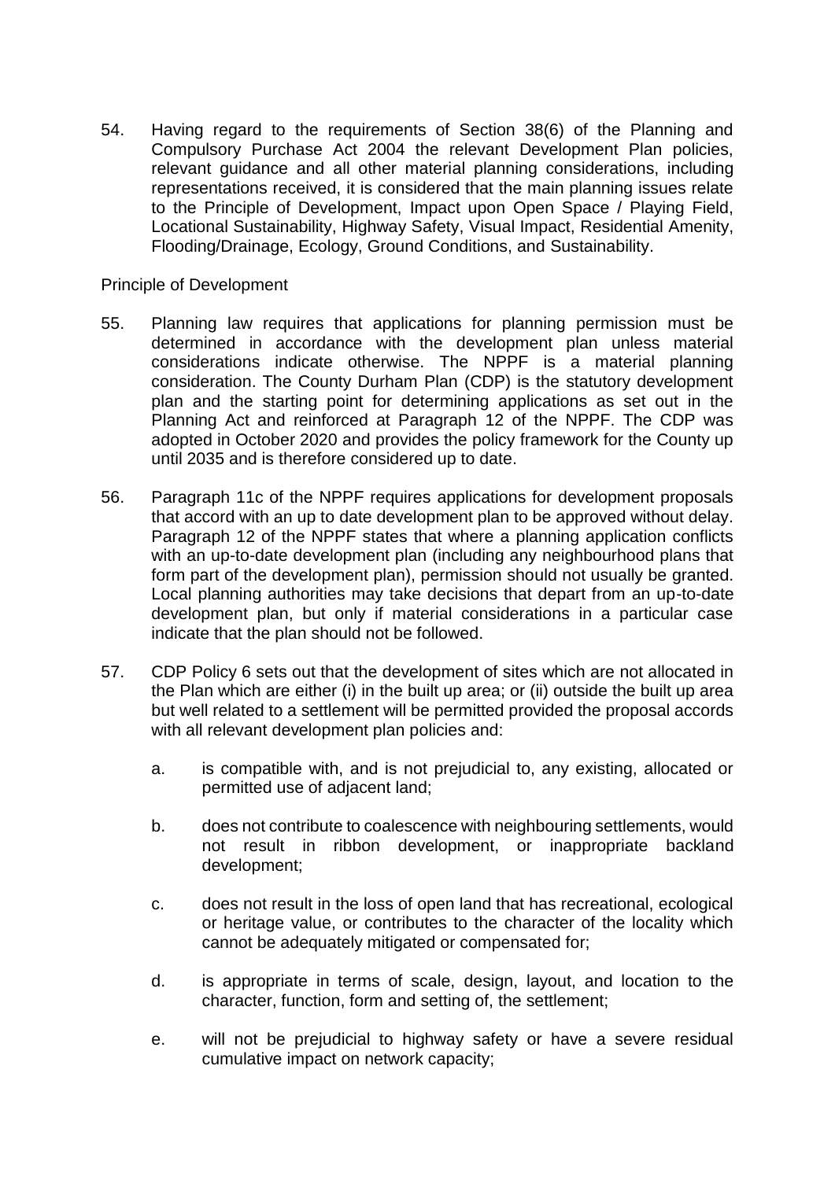54. Having regard to the requirements of Section 38(6) of the Planning and Compulsory Purchase Act 2004 the relevant Development Plan policies, relevant guidance and all other material planning considerations, including representations received, it is considered that the main planning issues relate to the Principle of Development, Impact upon Open Space / Playing Field, Locational Sustainability, Highway Safety, Visual Impact, Residential Amenity, Flooding/Drainage, Ecology, Ground Conditions, and Sustainability.

Principle of Development

55. Planning law requires that applications for planning permission must be determined in accordance with the development plan unless material considerations indicate otherwise. The NPPF is a material planning consideration. The County Durham Plan (CDP) is the statutory development plan and the starting point for determining applications as set out in the Planning Act and reinforced at Paragraph 12 of the NPPF. The CDP was adopted in October 2020 and provides the policy framework for the County up until 2035 and is therefore considered up to date.

56. Paragraph 11c of the NPPF requires applications for development proposals that accord with an up to date development plan to be approved without delay. Paragraph 12 of the NPPF states that where a planning application conflicts with an up-to-date development plan (including any neighbourhood plans that form part of the development plan), permission should not usually be granted. Local planning authorities may take decisions that depart from an up-to-date development plan, but only if material considerations in a particular case indicate that the plan should not be followed.

57. CDP Policy 6 sets out that the development of sites which are not allocated in the Plan which are either (i) in the built up area; or (ii) outside the built up area but well related to a settlement will be permitted provided the proposal accords with all relevant development plan policies and:

    a. is compatible with, and is not prejudicial to, any existing, allocated or permitted use of adjacent land;

    b. does not contribute to coalescence with neighbouring settlements, would not result in ribbon development, or inappropriate backland development;

    c. does not result in the loss of open land that has recreational, ecological or heritage value, or contributes to the character of the locality which cannot be adequately mitigated or compensated for;

    d. is appropriate in terms of scale, design, layout, and location to the character, function, form and setting of, the settlement;

    e. will not be prejudicial to highway safety or have a severe residual cumulative impact on network capacity;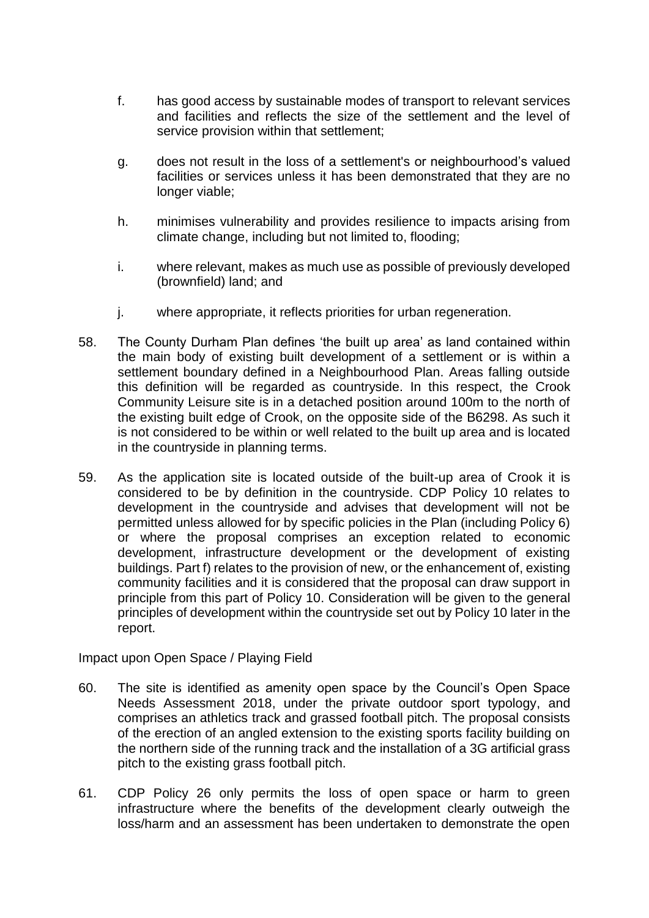f. has good access by sustainable modes of transport to relevant services and facilities and reflects the size of the settlement and the level of service provision within that settlement;

g. does not result in the loss of a settlement's or neighbourhood's valued facilities or services unless it has been demonstrated that they are no longer viable;

h. minimises vulnerability and provides resilience to impacts arising from climate change, including but not limited to, flooding;

i. where relevant, makes as much use as possible of previously developed (brownfield) land; and

j. where appropriate, it reflects priorities for urban regeneration.

58. The County Durham Plan defines 'the built up area' as land contained within the main body of existing built development of a settlement or is within a settlement boundary defined in a Neighbourhood Plan. Areas falling outside this definition will be regarded as countryside. In this respect, the Crook Community Leisure site is in a detached position around 100m to the north of the existing built edge of Crook, on the opposite side of the B6298. As such it is not considered to be within or well related to the built up area and is located in the countryside in planning terms.

59. As the application site is located outside of the built-up area of Crook it is considered to be by definition in the countryside. CDP Policy 10 relates to development in the countryside and advises that development will not be permitted unless allowed for by specific policies in the Plan (including Policy 6) or where the proposal comprises an exception related to economic development, infrastructure development or the development of existing buildings. Part f) relates to the provision of new, or the enhancement of, existing community facilities and it is considered that the proposal can draw support in principle from this part of Policy 10. Consideration will be given to the general principles of development within the countryside set out by Policy 10 later in the report.

Impact upon Open Space / Playing Field

60. The site is identified as amenity open space by the Council's Open Space Needs Assessment 2018, under the private outdoor sport typology, and comprises an athletics track and grassed football pitch. The proposal consists of the erection of an angled extension to the existing sports facility building on the northern side of the running track and the installation of a 3G artificial grass pitch to the existing grass football pitch.

61. CDP Policy 26 only permits the loss of open space or harm to green infrastructure where the benefits of the development clearly outweigh the loss/harm and an assessment has been undertaken to demonstrate the open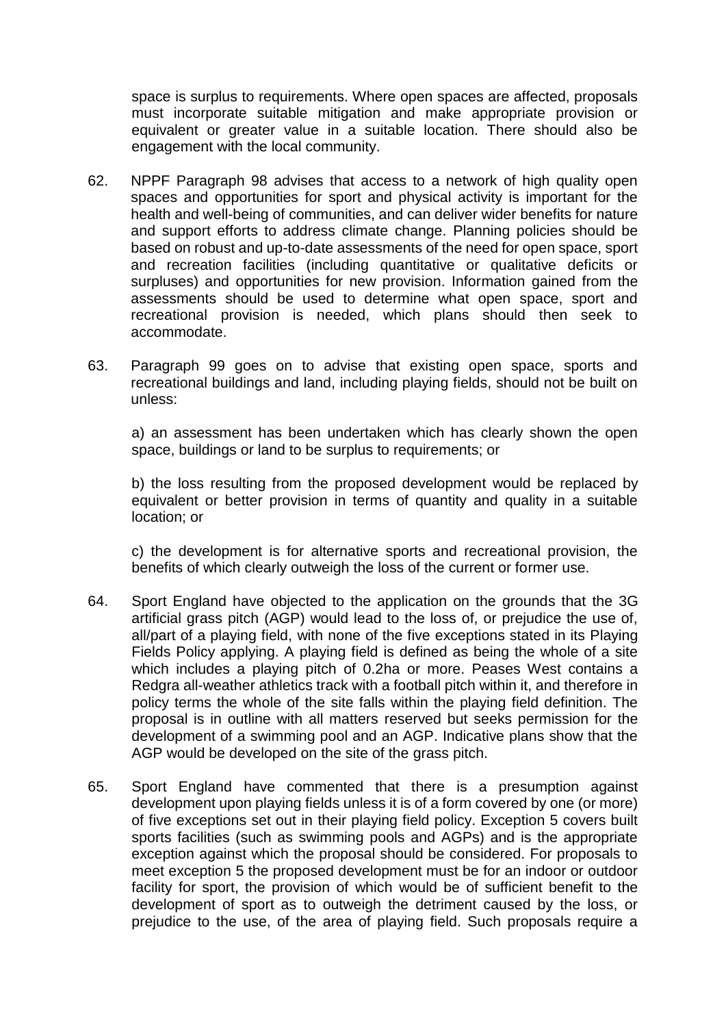space is surplus to requirements. Where open spaces are affected, proposals must incorporate suitable mitigation and make appropriate provision or equivalent or greater value in a suitable location. There should also be engagement with the local community.

62. NPPF Paragraph 98 advises that access to a network of high quality open spaces and opportunities for sport and physical activity is important for the health and well-being of communities, and can deliver wider benefits for nature and support efforts to address climate change. Planning policies should be based on robust and up-to-date assessments of the need for open space, sport and recreation facilities (including quantitative or qualitative deficits or surpluses) and opportunities for new provision. Information gained from the assessments should be used to determine what open space, sport and recreational provision is needed, which plans should then seek to accommodate.

63. Paragraph 99 goes on to advise that existing open space, sports and recreational buildings and land, including playing fields, should not be built on unless:

    a) an assessment has been undertaken which has clearly shown the open space, buildings or land to be surplus to requirements; or

    b) the loss resulting from the proposed development would be replaced by equivalent or better provision in terms of quantity and quality in a suitable location; or

    c) the development is for alternative sports and recreational provision, the benefits of which clearly outweigh the loss of the current or former use.

64. Sport England have objected to the application on the grounds that the 3G artificial grass pitch (AGP) would lead to the loss of, or prejudice the use of, all/part of a playing field, with none of the five exceptions stated in its Playing Fields Policy applying. A playing field is defined as being the whole of a site which includes a playing pitch of 0.2ha or more. Peases West contains a Redgra all-weather athletics track with a football pitch within it, and therefore in policy terms the whole of the site falls within the playing field definition. The proposal is in outline with all matters reserved but seeks permission for the development of a swimming pool and an AGP. Indicative plans show that the AGP would be developed on the site of the grass pitch.

65. Sport England have commented that there is a presumption against development upon playing fields unless it is of a form covered by one (or more) of five exceptions set out in their playing field policy. Exception 5 covers built sports facilities (such as swimming pools and AGPs) and is the appropriate exception against which the proposal should be considered. For proposals to meet exception 5 the proposed development must be for an indoor or outdoor facility for sport, the provision of which would be of sufficient benefit to the development of sport as to outweigh the detriment caused by the loss, or prejudice to the use, of the area of playing field. Such proposals require a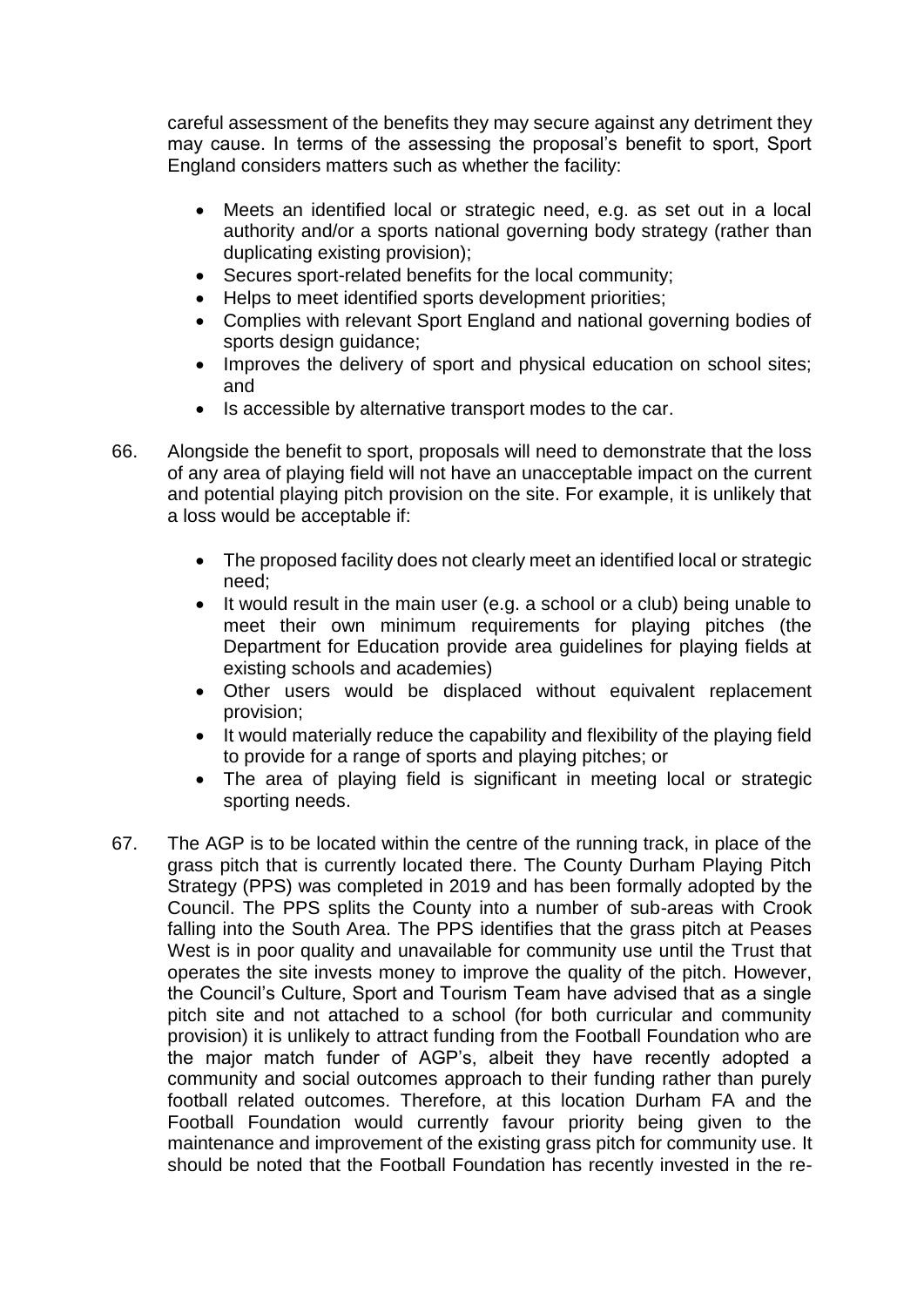careful assessment of the benefits they may secure against any detriment they may cause. In terms of the assessing the proposal's benefit to sport, Sport England considers matters such as whether the facility:

- Meets an identified local or strategic need, e.g. as set out in a local authority and/or a sports national governing body strategy (rather than duplicating existing provision);
- Secures sport-related benefits for the local community;
- Helps to meet identified sports development priorities;
- Complies with relevant Sport England and national governing bodies of sports design guidance;
- Improves the delivery of sport and physical education on school sites; and
- Is accessible by alternative transport modes to the car.

66. Alongside the benefit to sport, proposals will need to demonstrate that the loss of any area of playing field will not have an unacceptable impact on the current and potential playing pitch provision on the site. For example, it is unlikely that a loss would be acceptable if:

    - The proposed facility does not clearly meet an identified local or strategic need;
    - It would result in the main user (e.g. a school or a club) being unable to meet their own minimum requirements for playing pitches (the Department for Education provide area guidelines for playing fields at existing schools and academies)
    - Other users would be displaced without equivalent replacement provision;
    - It would materially reduce the capability and flexibility of the playing field to provide for a range of sports and playing pitches; or
    - The area of playing field is significant in meeting local or strategic sporting needs.

67. The AGP is to be located within the centre of the running track, in place of the grass pitch that is currently located there. The County Durham Playing Pitch Strategy (PPS) was completed in 2019 and has been formally adopted by the Council. The PPS splits the County into a number of sub-areas with Crook falling into the South Area. The PPS identifies that the grass pitch at Peases West is in poor quality and unavailable for community use until the Trust that operates the site invests money to improve the quality of the pitch. However, the Council's Culture, Sport and Tourism Team have advised that as a single pitch site and not attached to a school (for both curricular and community provision) it is unlikely to attract funding from the Football Foundation who are the major match funder of AGP's, albeit they have recently adopted a community and social outcomes approach to their funding rather than purely football related outcomes. Therefore, at this location Durham FA and the Football Foundation would currently favour priority being given to the maintenance and improvement of the existing grass pitch for community use. It should be noted that the Football Foundation has recently invested in the re-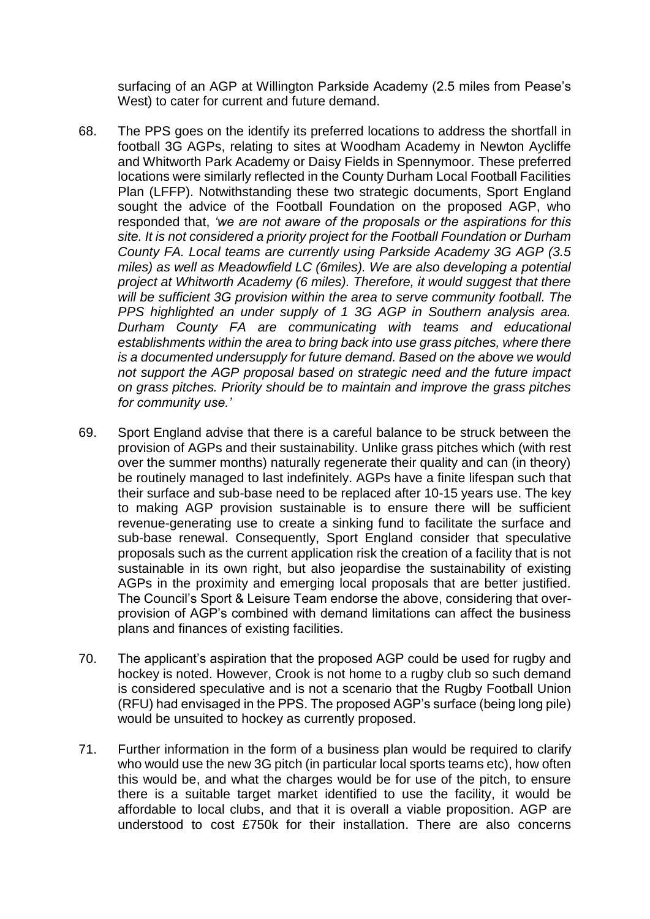surfacing of an AGP at Willington Parkside Academy (2.5 miles from Pease's West) to cater for current and future demand.

68. The PPS goes on the identify its preferred locations to address the shortfall in football 3G AGPs, relating to sites at Woodham Academy in Newton Aycliffe and Whitworth Park Academy or Daisy Fields in Spennymoor. These preferred locations were similarly reflected in the County Durham Local Football Facilities Plan (LFFP). Notwithstanding these two strategic documents, Sport England sought the advice of the Football Foundation on the proposed AGP, who responded that, *'we are not aware of the proposals or the aspirations for this site. It is not considered a priority project for the Football Foundation or Durham County FA. Local teams are currently using Parkside Academy 3G AGP (3.5 miles) as well as Meadowfield LC (6miles). We are also developing a potential project at Whitworth Academy (6 miles). Therefore, it would suggest that there will be sufficient 3G provision within the area to serve community football. The PPS highlighted an under supply of 1 3G AGP in Southern analysis area. Durham County FA are communicating with teams and educational establishments within the area to bring back into use grass pitches, where there is a documented undersupply for future demand. Based on the above we would not support the AGP proposal based on strategic need and the future impact on grass pitches. Priority should be to maintain and improve the grass pitches for community use.'*

69. Sport England advise that there is a careful balance to be struck between the provision of AGPs and their sustainability. Unlike grass pitches which (with rest over the summer months) naturally regenerate their quality and can (in theory) be routinely managed to last indefinitely. AGPs have a finite lifespan such that their surface and sub-base need to be replaced after 10-15 years use. The key to making AGP provision sustainable is to ensure there will be sufficient revenue-generating use to create a sinking fund to facilitate the surface and sub-base renewal. Consequently, Sport England consider that speculative proposals such as the current application risk the creation of a facility that is not sustainable in its own right, but also jeopardise the sustainability of existing AGPs in the proximity and emerging local proposals that are better justified. The Council's Sport & Leisure Team endorse the above, considering that over-provision of AGP's combined with demand limitations can affect the business plans and finances of existing facilities.

70. The applicant's aspiration that the proposed AGP could be used for rugby and hockey is noted. However, Crook is not home to a rugby club so such demand is considered speculative and is not a scenario that the Rugby Football Union (RFU) had envisaged in the PPS. The proposed AGP's surface (being long pile) would be unsuited to hockey as currently proposed.

71. Further information in the form of a business plan would be required to clarify who would use the new 3G pitch (in particular local sports teams etc), how often this would be, and what the charges would be for use of the pitch, to ensure there is a suitable target market identified to use the facility, it would be affordable to local clubs, and that it is overall a viable proposition. AGP are understood to cost £750k for their installation. There are also concerns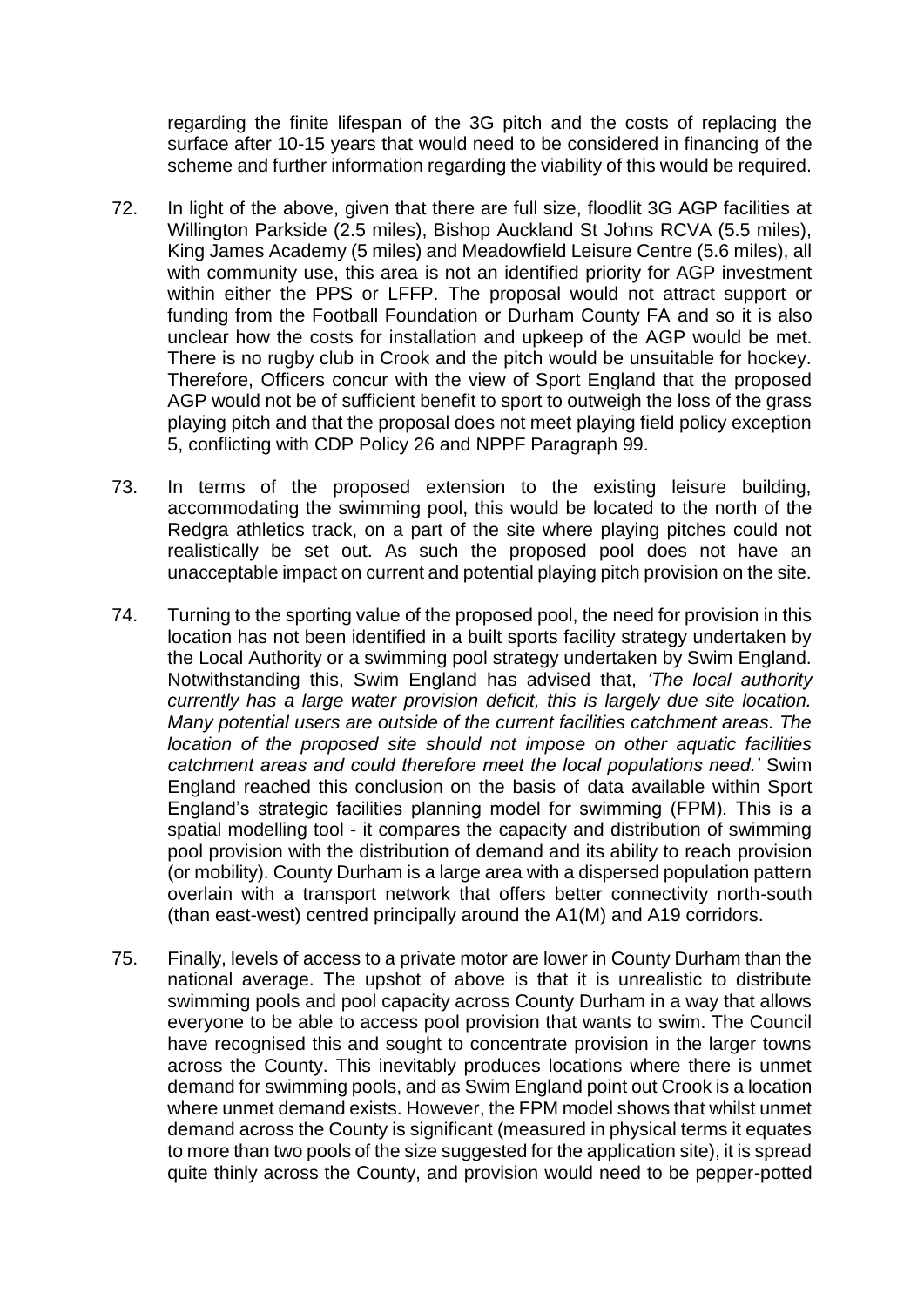regarding the finite lifespan of the 3G pitch and the costs of replacing the surface after 10-15 years that would need to be considered in financing of the scheme and further information regarding the viability of this would be required.

72. In light of the above, given that there are full size, floodlit 3G AGP facilities at Willington Parkside (2.5 miles), Bishop Auckland St Johns RCVA (5.5 miles), King James Academy (5 miles) and Meadowfield Leisure Centre (5.6 miles), all with community use, this area is not an identified priority for AGP investment within either the PPS or LFFP. The proposal would not attract support or funding from the Football Foundation or Durham County FA and so it is also unclear how the costs for installation and upkeep of the AGP would be met. There is no rugby club in Crook and the pitch would be unsuitable for hockey. Therefore, Officers concur with the view of Sport England that the proposed AGP would not be of sufficient benefit to sport to outweigh the loss of the grass playing pitch and that the proposal does not meet playing field policy exception 5, conflicting with CDP Policy 26 and NPPF Paragraph 99.

73. In terms of the proposed extension to the existing leisure building, accommodating the swimming pool, this would be located to the north of the Redgra athletics track, on a part of the site where playing pitches could not realistically be set out. As such the proposed pool does not have an unacceptable impact on current and potential playing pitch provision on the site.

74. Turning to the sporting value of the proposed pool, the need for provision in this location has not been identified in a built sports facility strategy undertaken by the Local Authority or a swimming pool strategy undertaken by Swim England. Notwithstanding this, Swim England has advised that, *'The local authority currently has a large water provision deficit, this is largely due site location. Many potential users are outside of the current facilities catchment areas. The location of the proposed site should not impose on other aquatic facilities catchment areas and could therefore meet the local populations need.'* Swim England reached this conclusion on the basis of data available within Sport England's strategic facilities planning model for swimming (FPM). This is a spatial modelling tool - it compares the capacity and distribution of swimming pool provision with the distribution of demand and its ability to reach provision (or mobility). County Durham is a large area with a dispersed population pattern overlain with a transport network that offers better connectivity north-south (than east-west) centred principally around the A1(M) and A19 corridors.

75. Finally, levels of access to a private motor are lower in County Durham than the national average. The upshot of above is that it is unrealistic to distribute swimming pools and pool capacity across County Durham in a way that allows everyone to be able to access pool provision that wants to swim. The Council have recognised this and sought to concentrate provision in the larger towns across the County. This inevitably produces locations where there is unmet demand for swimming pools, and as Swim England point out Crook is a location where unmet demand exists. However, the FPM model shows that whilst unmet demand across the County is significant (measured in physical terms it equates to more than two pools of the size suggested for the application site), it is spread quite thinly across the County, and provision would need to be pepper-potted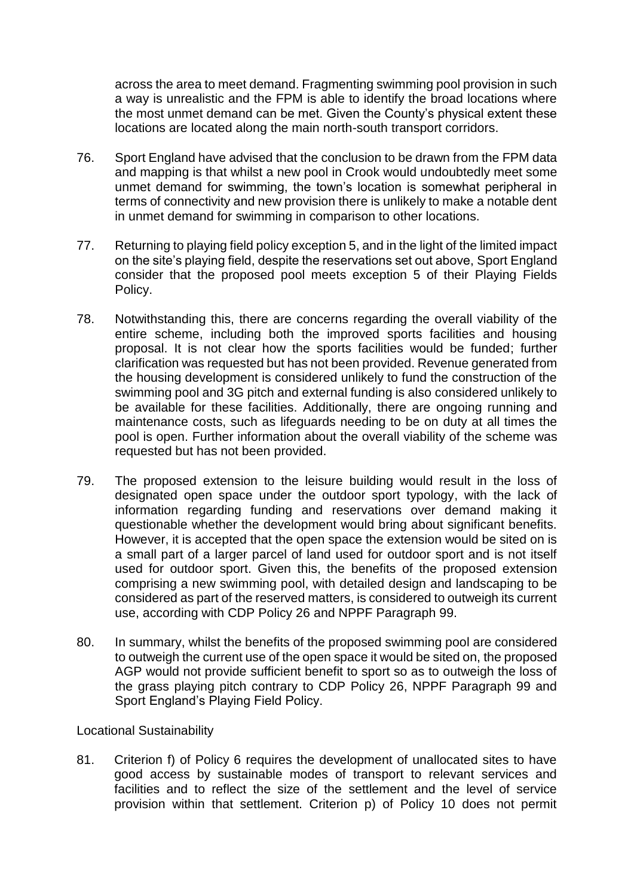across the area to meet demand. Fragmenting swimming pool provision in such a way is unrealistic and the FPM is able to identify the broad locations where the most unmet demand can be met. Given the County's physical extent these locations are located along the main north-south transport corridors.

76. Sport England have advised that the conclusion to be drawn from the FPM data and mapping is that whilst a new pool in Crook would undoubtedly meet some unmet demand for swimming, the town's location is somewhat peripheral in terms of connectivity and new provision there is unlikely to make a notable dent in unmet demand for swimming in comparison to other locations.

77. Returning to playing field policy exception 5, and in the light of the limited impact on the site's playing field, despite the reservations set out above, Sport England consider that the proposed pool meets exception 5 of their Playing Fields Policy.

78. Notwithstanding this, there are concerns regarding the overall viability of the entire scheme, including both the improved sports facilities and housing proposal. It is not clear how the sports facilities would be funded; further clarification was requested but has not been provided. Revenue generated from the housing development is considered unlikely to fund the construction of the swimming pool and 3G pitch and external funding is also considered unlikely to be available for these facilities. Additionally, there are ongoing running and maintenance costs, such as lifeguards needing to be on duty at all times the pool is open. Further information about the overall viability of the scheme was requested but has not been provided.

79. The proposed extension to the leisure building would result in the loss of designated open space under the outdoor sport typology, with the lack of information regarding funding and reservations over demand making it questionable whether the development would bring about significant benefits. However, it is accepted that the open space the extension would be sited on is a small part of a larger parcel of land used for outdoor sport and is not itself used for outdoor sport. Given this, the benefits of the proposed extension comprising a new swimming pool, with detailed design and landscaping to be considered as part of the reserved matters, is considered to outweigh its current use, according with CDP Policy 26 and NPPF Paragraph 99.

80. In summary, whilst the benefits of the proposed swimming pool are considered to outweigh the current use of the open space it would be sited on, the proposed AGP would not provide sufficient benefit to sport so as to outweigh the loss of the grass playing pitch contrary to CDP Policy 26, NPPF Paragraph 99 and Sport England's Playing Field Policy.

Locational Sustainability

81. Criterion f) of Policy 6 requires the development of unallocated sites to have good access by sustainable modes of transport to relevant services and facilities and to reflect the size of the settlement and the level of service provision within that settlement. Criterion p) of Policy 10 does not permit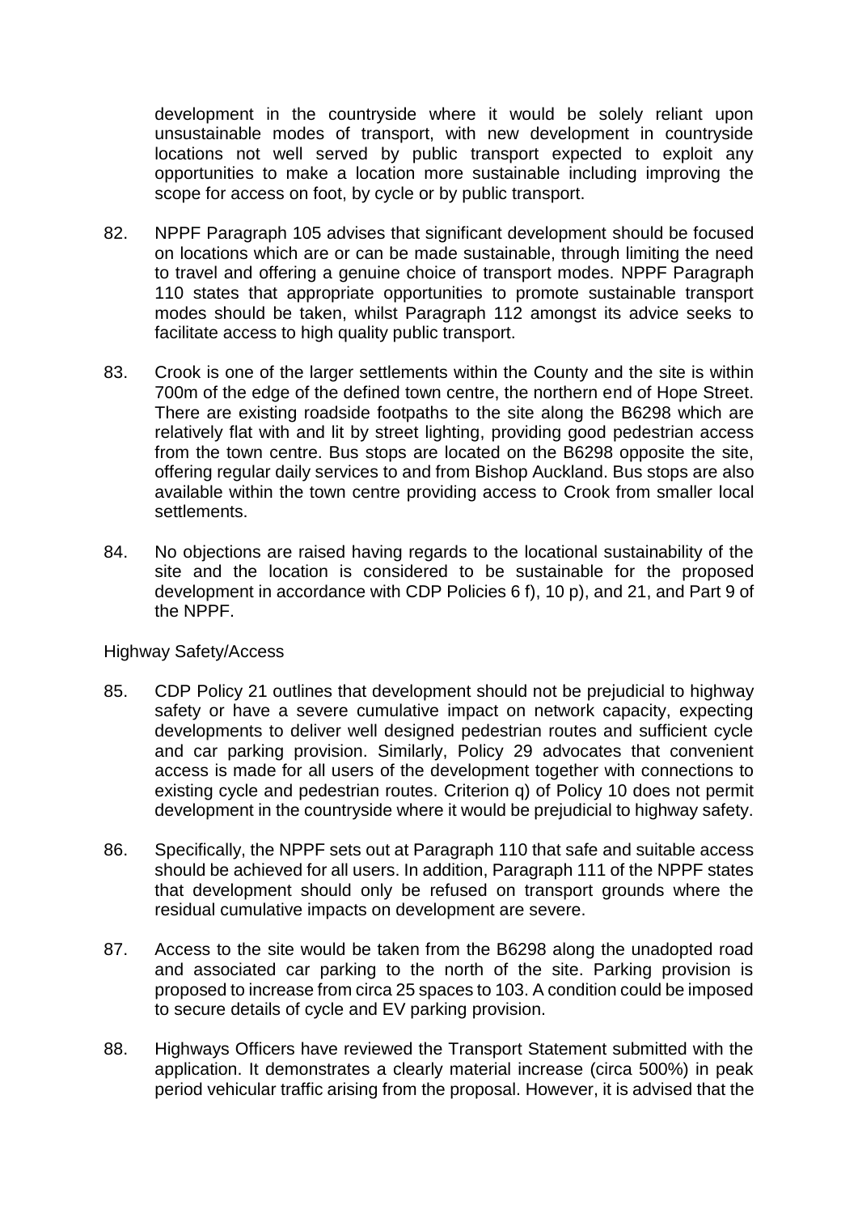development in the countryside where it would be solely reliant upon unsustainable modes of transport, with new development in countryside locations not well served by public transport expected to exploit any opportunities to make a location more sustainable including improving the scope for access on foot, by cycle or by public transport.

82. NPPF Paragraph 105 advises that significant development should be focused on locations which are or can be made sustainable, through limiting the need to travel and offering a genuine choice of transport modes. NPPF Paragraph 110 states that appropriate opportunities to promote sustainable transport modes should be taken, whilst Paragraph 112 amongst its advice seeks to facilitate access to high quality public transport.

83. Crook is one of the larger settlements within the County and the site is within 700m of the edge of the defined town centre, the northern end of Hope Street. There are existing roadside footpaths to the site along the B6298 which are relatively flat with and lit by street lighting, providing good pedestrian access from the town centre. Bus stops are located on the B6298 opposite the site, offering regular daily services to and from Bishop Auckland. Bus stops are also available within the town centre providing access to Crook from smaller local settlements.

84. No objections are raised having regards to the locational sustainability of the site and the location is considered to be sustainable for the proposed development in accordance with CDP Policies 6 f), 10 p), and 21, and Part 9 of the NPPF.

Highway Safety/Access

85. CDP Policy 21 outlines that development should not be prejudicial to highway safety or have a severe cumulative impact on network capacity, expecting developments to deliver well designed pedestrian routes and sufficient cycle and car parking provision. Similarly, Policy 29 advocates that convenient access is made for all users of the development together with connections to existing cycle and pedestrian routes. Criterion q) of Policy 10 does not permit development in the countryside where it would be prejudicial to highway safety.

86. Specifically, the NPPF sets out at Paragraph 110 that safe and suitable access should be achieved for all users. In addition, Paragraph 111 of the NPPF states that development should only be refused on transport grounds where the residual cumulative impacts on development are severe.

87. Access to the site would be taken from the B6298 along the unadopted road and associated car parking to the north of the site. Parking provision is proposed to increase from circa 25 spaces to 103. A condition could be imposed to secure details of cycle and EV parking provision.

88. Highways Officers have reviewed the Transport Statement submitted with the application. It demonstrates a clearly material increase (circa 500%) in peak period vehicular traffic arising from the proposal. However, it is advised that the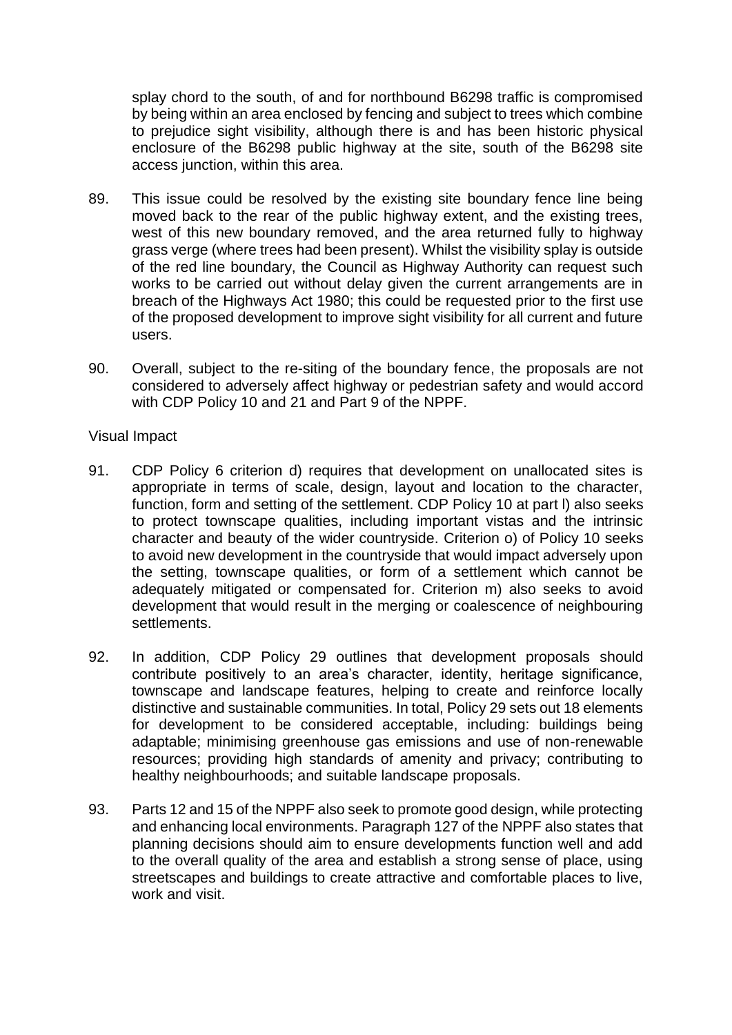splay chord to the south, of and for northbound B6298 traffic is compromised by being within an area enclosed by fencing and subject to trees which combine to prejudice sight visibility, although there is and has been historic physical enclosure of the B6298 public highway at the site, south of the B6298 site access junction, within this area.

89. This issue could be resolved by the existing site boundary fence line being moved back to the rear of the public highway extent, and the existing trees, west of this new boundary removed, and the area returned fully to highway grass verge (where trees had been present). Whilst the visibility splay is outside of the red line boundary, the Council as Highway Authority can request such works to be carried out without delay given the current arrangements are in breach of the Highways Act 1980; this could be requested prior to the first use of the proposed development to improve sight visibility for all current and future users.

90. Overall, subject to the re-siting of the boundary fence, the proposals are not considered to adversely affect highway or pedestrian safety and would accord with CDP Policy 10 and 21 and Part 9 of the NPPF.

Visual Impact

91. CDP Policy 6 criterion d) requires that development on unallocated sites is appropriate in terms of scale, design, layout and location to the character, function, form and setting of the settlement. CDP Policy 10 at part l) also seeks to protect townscape qualities, including important vistas and the intrinsic character and beauty of the wider countryside. Criterion o) of Policy 10 seeks to avoid new development in the countryside that would impact adversely upon the setting, townscape qualities, or form of a settlement which cannot be adequately mitigated or compensated for. Criterion m) also seeks to avoid development that would result in the merging or coalescence of neighbouring settlements.

92. In addition, CDP Policy 29 outlines that development proposals should contribute positively to an area's character, identity, heritage significance, townscape and landscape features, helping to create and reinforce locally distinctive and sustainable communities. In total, Policy 29 sets out 18 elements for development to be considered acceptable, including: buildings being adaptable; minimising greenhouse gas emissions and use of non-renewable resources; providing high standards of amenity and privacy; contributing to healthy neighbourhoods; and suitable landscape proposals.

93. Parts 12 and 15 of the NPPF also seek to promote good design, while protecting and enhancing local environments. Paragraph 127 of the NPPF also states that planning decisions should aim to ensure developments function well and add to the overall quality of the area and establish a strong sense of place, using streetscapes and buildings to create attractive and comfortable places to live, work and visit.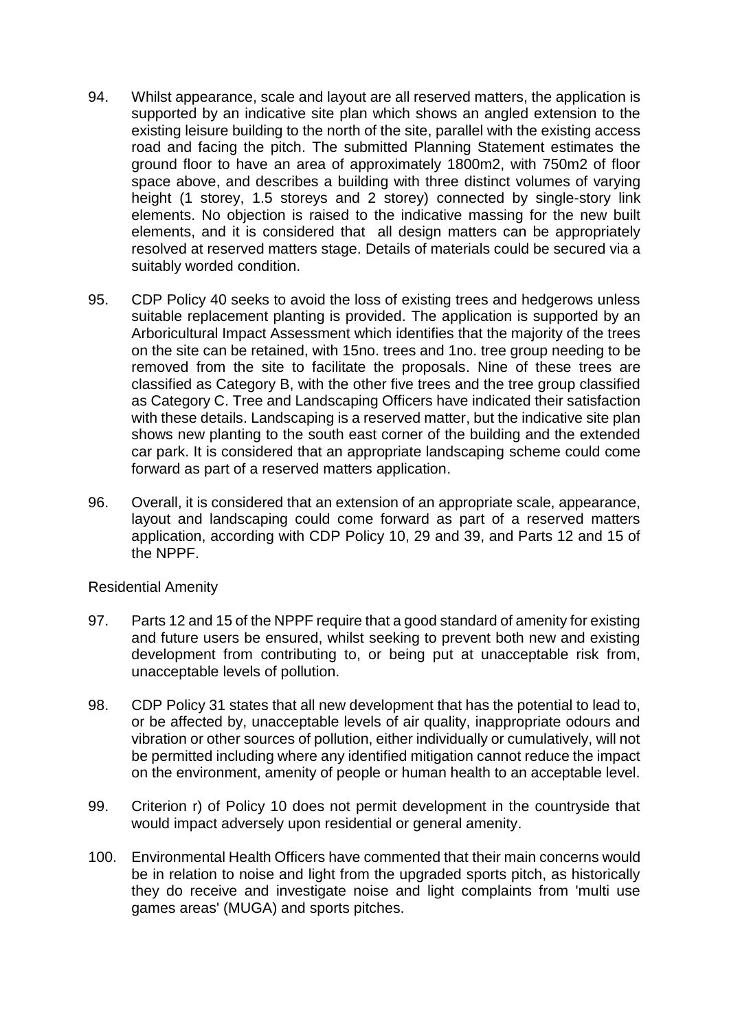94. Whilst appearance, scale and layout are all reserved matters, the application is supported by an indicative site plan which shows an angled extension to the existing leisure building to the north of the site, parallel with the existing access road and facing the pitch. The submitted Planning Statement estimates the ground floor to have an area of approximately 1800m2, with 750m2 of floor space above, and describes a building with three distinct volumes of varying height (1 storey, 1.5 storeys and 2 storey) connected by single-story link elements. No objection is raised to the indicative massing for the new built elements, and it is considered that all design matters can be appropriately resolved at reserved matters stage. Details of materials could be secured via a suitably worded condition.

95. CDP Policy 40 seeks to avoid the loss of existing trees and hedgerows unless suitable replacement planting is provided. The application is supported by an Arboricultural Impact Assessment which identifies that the majority of the trees on the site can be retained, with 15no. trees and 1no. tree group needing to be removed from the site to facilitate the proposals. Nine of these trees are classified as Category B, with the other five trees and the tree group classified as Category C. Tree and Landscaping Officers have indicated their satisfaction with these details. Landscaping is a reserved matter, but the indicative site plan shows new planting to the south east corner of the building and the extended car park. It is considered that an appropriate landscaping scheme could come forward as part of a reserved matters application.

96. Overall, it is considered that an extension of an appropriate scale, appearance, layout and landscaping could come forward as part of a reserved matters application, according with CDP Policy 10, 29 and 39, and Parts 12 and 15 of the NPPF.

Residential Amenity

97. Parts 12 and 15 of the NPPF require that a good standard of amenity for existing and future users be ensured, whilst seeking to prevent both new and existing development from contributing to, or being put at unacceptable risk from, unacceptable levels of pollution.

98. CDP Policy 31 states that all new development that has the potential to lead to, or be affected by, unacceptable levels of air quality, inappropriate odours and vibration or other sources of pollution, either individually or cumulatively, will not be permitted including where any identified mitigation cannot reduce the impact on the environment, amenity of people or human health to an acceptable level.

99. Criterion r) of Policy 10 does not permit development in the countryside that would impact adversely upon residential or general amenity.

100. Environmental Health Officers have commented that their main concerns would be in relation to noise and light from the upgraded sports pitch, as historically they do receive and investigate noise and light complaints from 'multi use games areas' (MUGA) and sports pitches.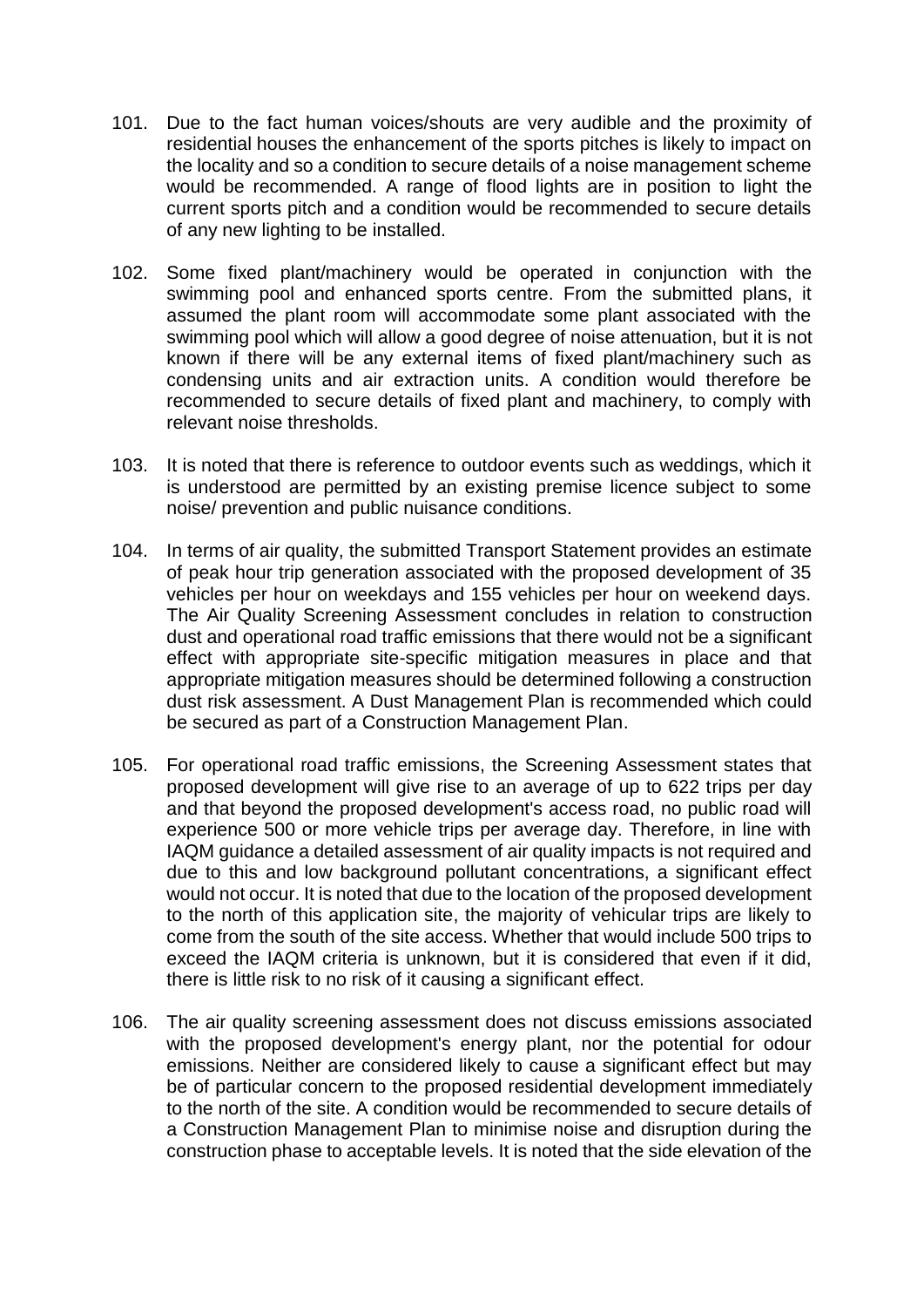101. Due to the fact human voices/shouts are very audible and the proximity of residential houses the enhancement of the sports pitches is likely to impact on the locality and so a condition to secure details of a noise management scheme would be recommended. A range of flood lights are in position to light the current sports pitch and a condition would be recommended to secure details of any new lighting to be installed.

102. Some fixed plant/machinery would be operated in conjunction with the swimming pool and enhanced sports centre. From the submitted plans, it assumed the plant room will accommodate some plant associated with the swimming pool which will allow a good degree of noise attenuation, but it is not known if there will be any external items of fixed plant/machinery such as condensing units and air extraction units. A condition would therefore be recommended to secure details of fixed plant and machinery, to comply with relevant noise thresholds.

103. It is noted that there is reference to outdoor events such as weddings, which it is understood are permitted by an existing premise licence subject to some noise/ prevention and public nuisance conditions.

104. In terms of air quality, the submitted Transport Statement provides an estimate of peak hour trip generation associated with the proposed development of 35 vehicles per hour on weekdays and 155 vehicles per hour on weekend days. The Air Quality Screening Assessment concludes in relation to construction dust and operational road traffic emissions that there would not be a significant effect with appropriate site-specific mitigation measures in place and that appropriate mitigation measures should be determined following a construction dust risk assessment. A Dust Management Plan is recommended which could be secured as part of a Construction Management Plan.

105. For operational road traffic emissions, the Screening Assessment states that proposed development will give rise to an average of up to 622 trips per day and that beyond the proposed development's access road, no public road will experience 500 or more vehicle trips per average day. Therefore, in line with IAQM guidance a detailed assessment of air quality impacts is not required and due to this and low background pollutant concentrations, a significant effect would not occur. It is noted that due to the location of the proposed development to the north of this application site, the majority of vehicular trips are likely to come from the south of the site access. Whether that would include 500 trips to exceed the IAQM criteria is unknown, but it is considered that even if it did, there is little risk to no risk of it causing a significant effect.

106. The air quality screening assessment does not discuss emissions associated with the proposed development's energy plant, nor the potential for odour emissions. Neither are considered likely to cause a significant effect but may be of particular concern to the proposed residential development immediately to the north of the site. A condition would be recommended to secure details of a Construction Management Plan to minimise noise and disruption during the construction phase to acceptable levels. It is noted that the side elevation of the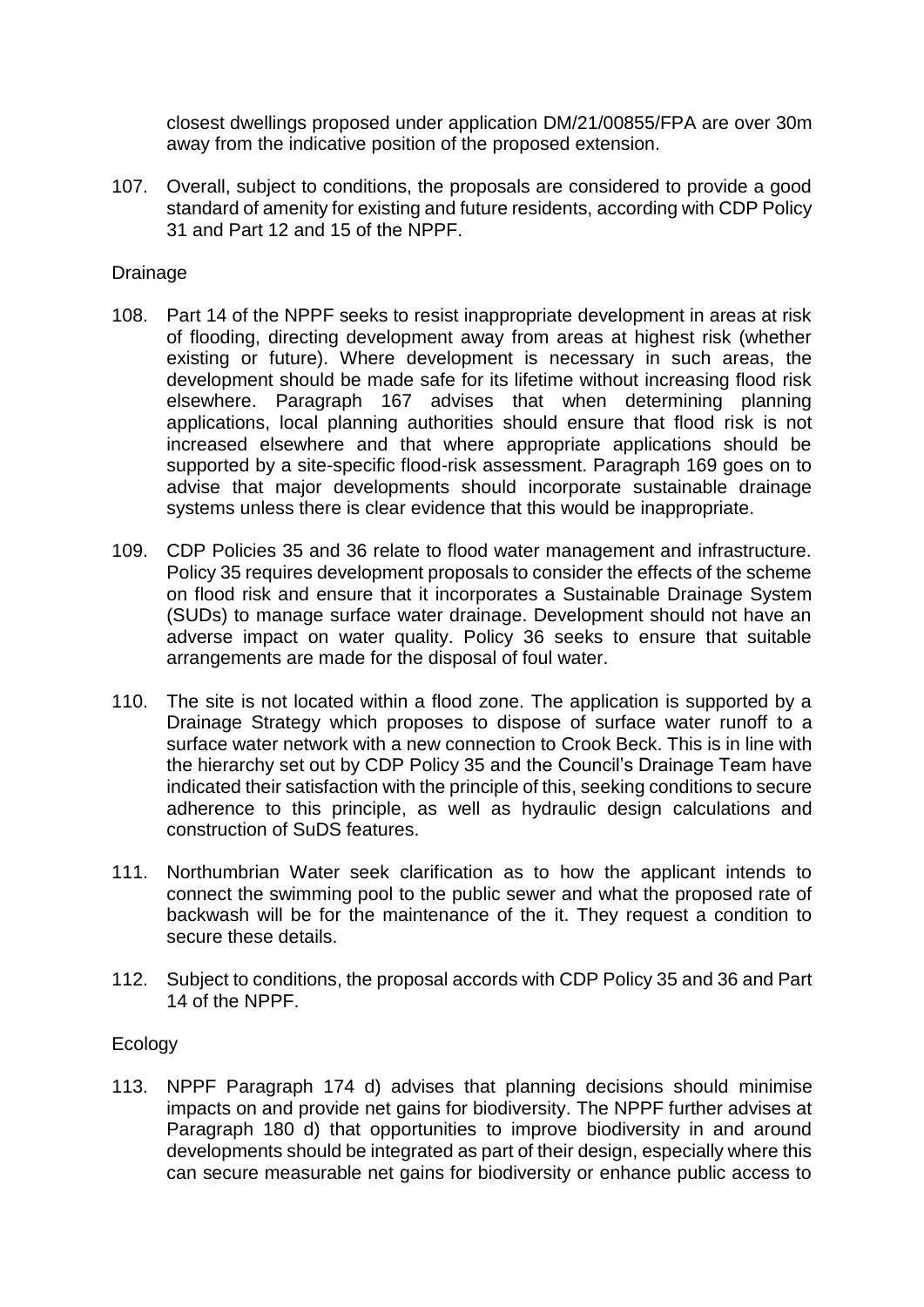closest dwellings proposed under application DM/21/00855/FPA are over 30m away from the indicative position of the proposed extension.

107. Overall, subject to conditions, the proposals are considered to provide a good standard of amenity for existing and future residents, according with CDP Policy 31 and Part 12 and 15 of the NPPF.

Drainage

108. Part 14 of the NPPF seeks to resist inappropriate development in areas at risk of flooding, directing development away from areas at highest risk (whether existing or future). Where development is necessary in such areas, the development should be made safe for its lifetime without increasing flood risk elsewhere. Paragraph 167 advises that when determining planning applications, local planning authorities should ensure that flood risk is not increased elsewhere and that where appropriate applications should be supported by a site-specific flood-risk assessment. Paragraph 169 goes on to advise that major developments should incorporate sustainable drainage systems unless there is clear evidence that this would be inappropriate.

109. CDP Policies 35 and 36 relate to flood water management and infrastructure. Policy 35 requires development proposals to consider the effects of the scheme on flood risk and ensure that it incorporates a Sustainable Drainage System (SUDs) to manage surface water drainage. Development should not have an adverse impact on water quality. Policy 36 seeks to ensure that suitable arrangements are made for the disposal of foul water.

110. The site is not located within a flood zone. The application is supported by a Drainage Strategy which proposes to dispose of surface water runoff to a surface water network with a new connection to Crook Beck. This is in line with the hierarchy set out by CDP Policy 35 and the Council's Drainage Team have indicated their satisfaction with the principle of this, seeking conditions to secure adherence to this principle, as well as hydraulic design calculations and construction of SuDS features.

111. Northumbrian Water seek clarification as to how the applicant intends to connect the swimming pool to the public sewer and what the proposed rate of backwash will be for the maintenance of the it. They request a condition to secure these details.

112. Subject to conditions, the proposal accords with CDP Policy 35 and 36 and Part 14 of the NPPF.

Ecology

113. NPPF Paragraph 174 d) advises that planning decisions should minimise impacts on and provide net gains for biodiversity. The NPPF further advises at Paragraph 180 d) that opportunities to improve biodiversity in and around developments should be integrated as part of their design, especially where this can secure measurable net gains for biodiversity or enhance public access to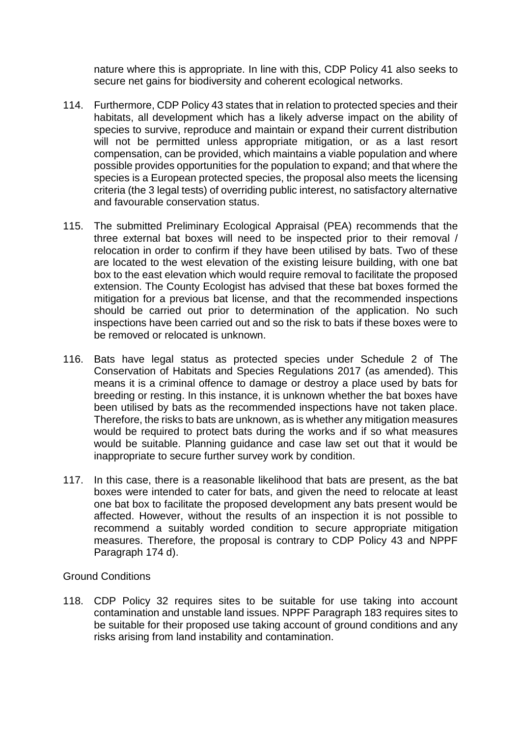nature where this is appropriate. In line with this, CDP Policy 41 also seeks to secure net gains for biodiversity and coherent ecological networks.

114. Furthermore, CDP Policy 43 states that in relation to protected species and their habitats, all development which has a likely adverse impact on the ability of species to survive, reproduce and maintain or expand their current distribution will not be permitted unless appropriate mitigation, or as a last resort compensation, can be provided, which maintains a viable population and where possible provides opportunities for the population to expand; and that where the species is a European protected species, the proposal also meets the licensing criteria (the 3 legal tests) of overriding public interest, no satisfactory alternative and favourable conservation status.

115. The submitted Preliminary Ecological Appraisal (PEA) recommends that the three external bat boxes will need to be inspected prior to their removal / relocation in order to confirm if they have been utilised by bats. Two of these are located to the west elevation of the existing leisure building, with one bat box to the east elevation which would require removal to facilitate the proposed extension. The County Ecologist has advised that these bat boxes formed the mitigation for a previous bat license, and that the recommended inspections should be carried out prior to determination of the application. No such inspections have been carried out and so the risk to bats if these boxes were to be removed or relocated is unknown.

116. Bats have legal status as protected species under Schedule 2 of The Conservation of Habitats and Species Regulations 2017 (as amended). This means it is a criminal offence to damage or destroy a place used by bats for breeding or resting. In this instance, it is unknown whether the bat boxes have been utilised by bats as the recommended inspections have not taken place. Therefore, the risks to bats are unknown, as is whether any mitigation measures would be required to protect bats during the works and if so what measures would be suitable. Planning guidance and case law set out that it would be inappropriate to secure further survey work by condition.

117. In this case, there is a reasonable likelihood that bats are present, as the bat boxes were intended to cater for bats, and given the need to relocate at least one bat box to facilitate the proposed development any bats present would be affected. However, without the results of an inspection it is not possible to recommend a suitably worded condition to secure appropriate mitigation measures. Therefore, the proposal is contrary to CDP Policy 43 and NPPF Paragraph 174 d).

Ground Conditions

118. CDP Policy 32 requires sites to be suitable for use taking into account contamination and unstable land issues. NPPF Paragraph 183 requires sites to be suitable for their proposed use taking account of ground conditions and any risks arising from land instability and contamination.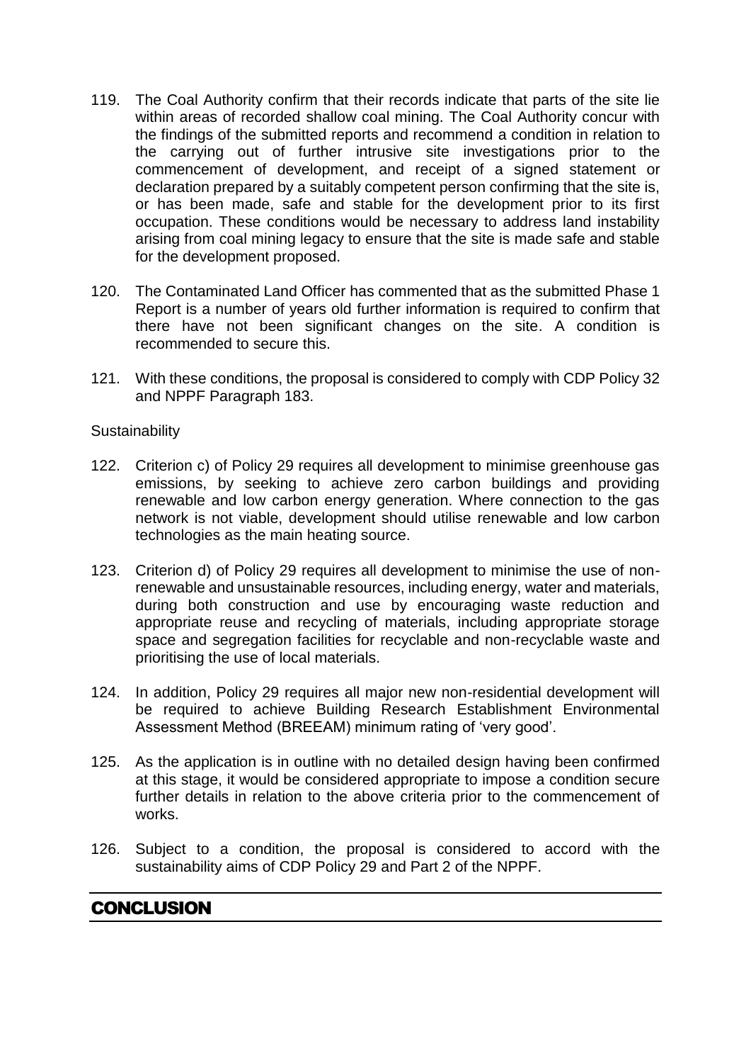119. The Coal Authority confirm that their records indicate that parts of the site lie within areas of recorded shallow coal mining. The Coal Authority concur with the findings of the submitted reports and recommend a condition in relation to the carrying out of further intrusive site investigations prior to the commencement of development, and receipt of a signed statement or declaration prepared by a suitably competent person confirming that the site is, or has been made, safe and stable for the development prior to its first occupation. These conditions would be necessary to address land instability arising from coal mining legacy to ensure that the site is made safe and stable for the development proposed.

120. The Contaminated Land Officer has commented that as the submitted Phase 1 Report is a number of years old further information is required to confirm that there have not been significant changes on the site. A condition is recommended to secure this.

121. With these conditions, the proposal is considered to comply with CDP Policy 32 and NPPF Paragraph 183.

Sustainability

122. Criterion c) of Policy 29 requires all development to minimise greenhouse gas emissions, by seeking to achieve zero carbon buildings and providing renewable and low carbon energy generation. Where connection to the gas network is not viable, development should utilise renewable and low carbon technologies as the main heating source.

123. Criterion d) of Policy 29 requires all development to minimise the use of non-renewable and unsustainable resources, including energy, water and materials, during both construction and use by encouraging waste reduction and appropriate reuse and recycling of materials, including appropriate storage space and segregation facilities for recyclable and non-recyclable waste and prioritising the use of local materials.

124. In addition, Policy 29 requires all major new non-residential development will be required to achieve Building Research Establishment Environmental Assessment Method (BREEAM) minimum rating of 'very good'.

125. As the application is in outline with no detailed design having been confirmed at this stage, it would be considered appropriate to impose a condition secure further details in relation to the above criteria prior to the commencement of works.

126. Subject to a condition, the proposal is considered to accord with the sustainability aims of CDP Policy 29 and Part 2 of the NPPF.

## CONCLUSION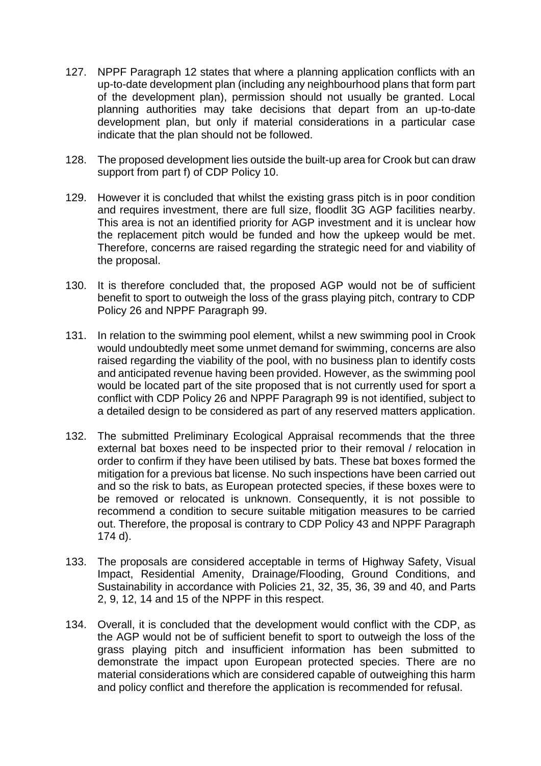127. NPPF Paragraph 12 states that where a planning application conflicts with an up-to-date development plan (including any neighbourhood plans that form part of the development plan), permission should not usually be granted. Local planning authorities may take decisions that depart from an up-to-date development plan, but only if material considerations in a particular case indicate that the plan should not be followed.

128. The proposed development lies outside the built-up area for Crook but can draw support from part f) of CDP Policy 10.

129. However it is concluded that whilst the existing grass pitch is in poor condition and requires investment, there are full size, floodlit 3G AGP facilities nearby. This area is not an identified priority for AGP investment and it is unclear how the replacement pitch would be funded and how the upkeep would be met. Therefore, concerns are raised regarding the strategic need for and viability of the proposal.

130. It is therefore concluded that, the proposed AGP would not be of sufficient benefit to sport to outweigh the loss of the grass playing pitch, contrary to CDP Policy 26 and NPPF Paragraph 99.

131. In relation to the swimming pool element, whilst a new swimming pool in Crook would undoubtedly meet some unmet demand for swimming, concerns are also raised regarding the viability of the pool, with no business plan to identify costs and anticipated revenue having been provided. However, as the swimming pool would be located part of the site proposed that is not currently used for sport a conflict with CDP Policy 26 and NPPF Paragraph 99 is not identified, subject to a detailed design to be considered as part of any reserved matters application.

132. The submitted Preliminary Ecological Appraisal recommends that the three external bat boxes need to be inspected prior to their removal / relocation in order to confirm if they have been utilised by bats. These bat boxes formed the mitigation for a previous bat license. No such inspections have been carried out and so the risk to bats, as European protected species, if these boxes were to be removed or relocated is unknown. Consequently, it is not possible to recommend a condition to secure suitable mitigation measures to be carried out. Therefore, the proposal is contrary to CDP Policy 43 and NPPF Paragraph 174 d).

133. The proposals are considered acceptable in terms of Highway Safety, Visual Impact, Residential Amenity, Drainage/Flooding, Ground Conditions, and Sustainability in accordance with Policies 21, 32, 35, 36, 39 and 40, and Parts 2, 9, 12, 14 and 15 of the NPPF in this respect.

134. Overall, it is concluded that the development would conflict with the CDP, as the AGP would not be of sufficient benefit to sport to outweigh the loss of the grass playing pitch and insufficient information has been submitted to demonstrate the impact upon European protected species. There are no material considerations which are considered capable of outweighing this harm and policy conflict and therefore the application is recommended for refusal.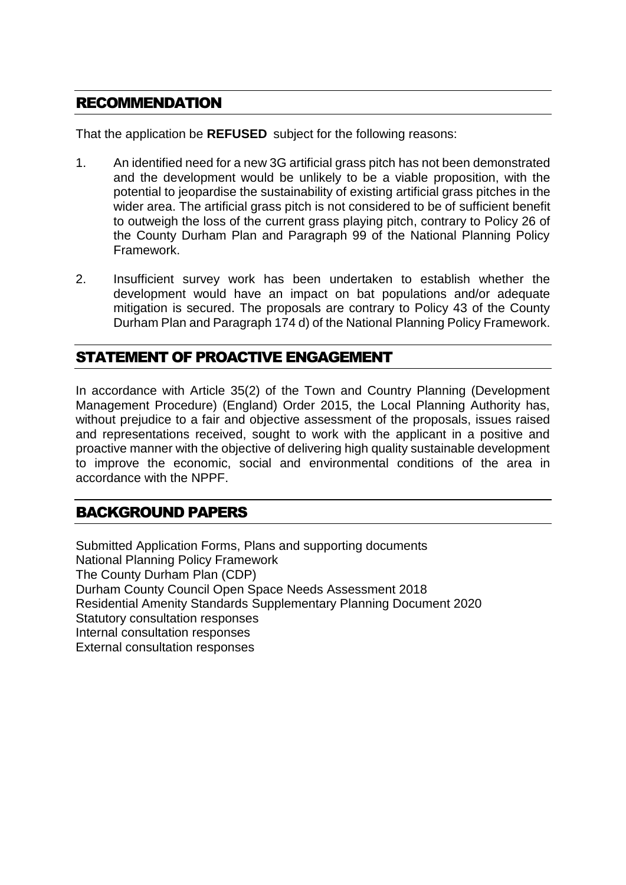## RECOMMENDATION

That the application be **REFUSED** subject for the following reasons:

1. An identified need for a new 3G artificial grass pitch has not been demonstrated and the development would be unlikely to be a viable proposition, with the potential to jeopardise the sustainability of existing artificial grass pitches in the wider area. The artificial grass pitch is not considered to be of sufficient benefit to outweigh the loss of the current grass playing pitch, contrary to Policy 26 of the County Durham Plan and Paragraph 99 of the National Planning Policy Framework.

2. Insufficient survey work has been undertaken to establish whether the development would have an impact on bat populations and/or adequate mitigation is secured. The proposals are contrary to Policy 43 of the County Durham Plan and Paragraph 174 d) of the National Planning Policy Framework.

## STATEMENT OF PROACTIVE ENGAGEMENT

In accordance with Article 35(2) of the Town and Country Planning (Development Management Procedure) (England) Order 2015, the Local Planning Authority has, without prejudice to a fair and objective assessment of the proposals, issues raised and representations received, sought to work with the applicant in a positive and proactive manner with the objective of delivering high quality sustainable development to improve the economic, social and environmental conditions of the area in accordance with the NPPF.

## BACKGROUND PAPERS

Submitted Application Forms, Plans and supporting documents
National Planning Policy Framework
The County Durham Plan (CDP)
Durham County Council Open Space Needs Assessment 2018
Residential Amenity Standards Supplementary Planning Document 2020
Statutory consultation responses
Internal consultation responses
External consultation responses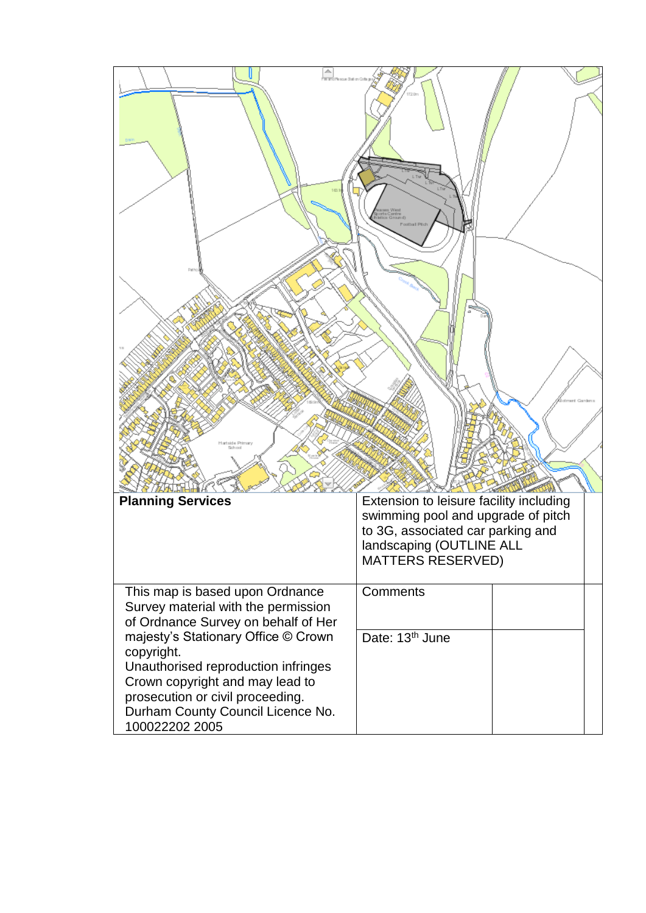| | | |
|---|---|---|
| **Planning Services** | Extension to leisure facility including swimming pool and upgrade of pitch to 3G, associated car parking and landscaping (OUTLINE ALL MATTERS RESERVED) | |
| This map is based upon Ordnance Survey material with the permission of Ordnance Survey on behalf of Her majesty's Stationary Office © Crown copyright. Unauthorised reproduction infringes Crown copyright and may lead to prosecution or civil proceeding. Durham County Council Licence No. 100022202 2005 | Comments | |
| | Date: 13th June | |